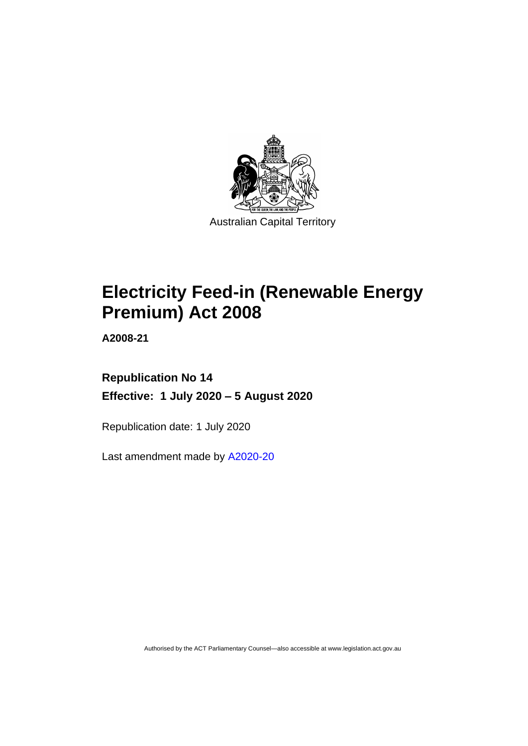Australian Capital Territory

# Electricity Feed-in (Renewable Energy Premium) Act 2008

**A2008-21**

**Republication No 14**

**Effective: 1 July 2020 – 5 August 2020**

Republication date: 1 July 2020

Last amendment made by A2020-20

Authorised by the ACT Parliamentary Counsel—also accessible at www.legislation.act.gov.au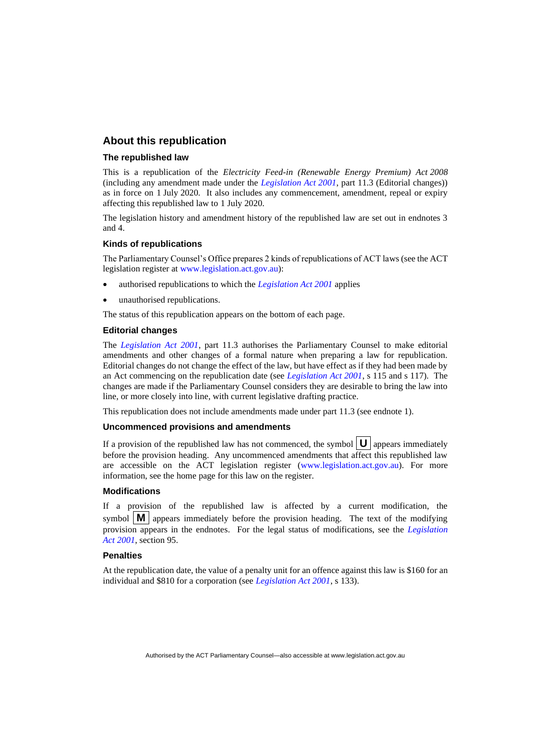## About this republication

### The republished law

This is a republication of the *Electricity Feed-in (Renewable Energy Premium) Act 2008* (including any amendment made under the *Legislation Act 2001*, part 11.3 (Editorial changes)) as in force on 1 July 2020. It also includes any commencement, amendment, repeal or expiry affecting this republished law to 1 July 2020.

The legislation history and amendment history of the republished law are set out in endnotes 3 and 4.

### Kinds of republications

The Parliamentary Counsel's Office prepares 2 kinds of republications of ACT laws (see the ACT legislation register at www.legislation.act.gov.au):

- authorised republications to which the *Legislation Act 2001* applies
- unauthorised republications.

The status of this republication appears on the bottom of each page.

### Editorial changes

The *Legislation Act 2001*, part 11.3 authorises the Parliamentary Counsel to make editorial amendments and other changes of a formal nature when preparing a law for republication. Editorial changes do not change the effect of the law, but have effect as if they had been made by an Act commencing on the republication date (see *Legislation Act 2001*, s 115 and s 117). The changes are made if the Parliamentary Counsel considers they are desirable to bring the law into line, or more closely into line, with current legislative drafting practice.

This republication does not include amendments made under part 11.3 (see endnote 1).

### Uncommenced provisions and amendments

If a provision of the republished law has not commenced, the symbol **U** appears immediately before the provision heading. Any uncommenced amendments that affect this republished law are accessible on the ACT legislation register (www.legislation.act.gov.au). For more information, see the home page for this law on the register.

### Modifications

If a provision of the republished law is affected by a current modification, the symbol **M** appears immediately before the provision heading. The text of the modifying provision appears in the endnotes. For the legal status of modifications, see the *Legislation Act 2001*, section 95.

### Penalties

At the republication date, the value of a penalty unit for an offence against this law is $160 for an individual and $810 for a corporation (see *Legislation Act 2001*, s 133).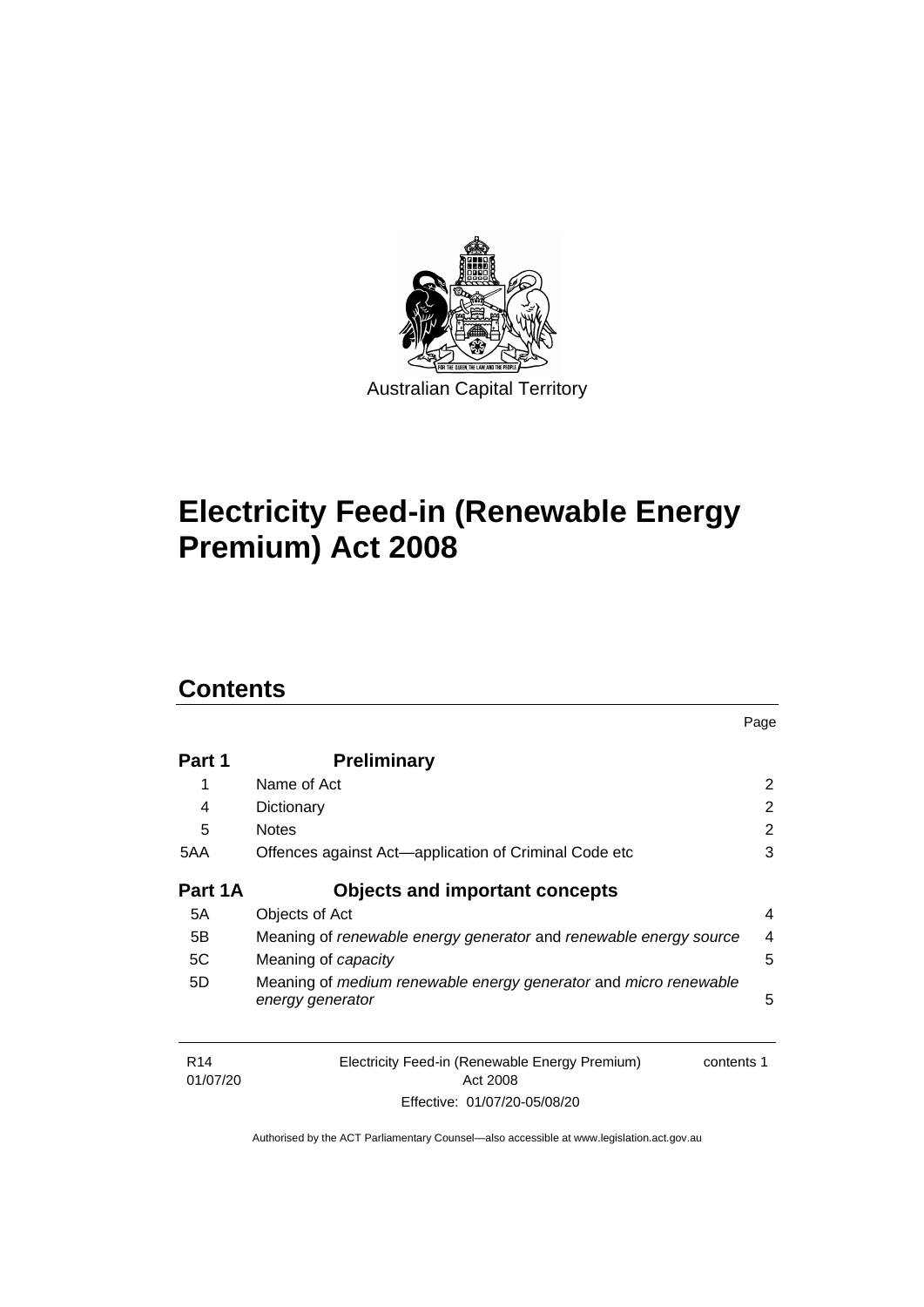Australian Capital Territory

# Electricity Feed-in (Renewable Energy Premium) Act 2008

## Contents

| | | Page |
|---|---|---|
| **Part 1** | **Preliminary** | |
| 1 | Name of Act | 2 |
| 4 | Dictionary | 2 |
| 5 | Notes | 2 |
| 5AA | Offences against Act—application of Criminal Code etc | 3 |
| **Part 1A** | **Objects and important concepts** | |
| 5A | Objects of Act | 4 |
| 5B | Meaning of *renewable energy generator* and *renewable energy source* | 4 |
| 5C | Meaning of *capacity* | 5 |
| 5D | Meaning of *medium renewable energy generator* and *micro renewable energy generator* | 5 |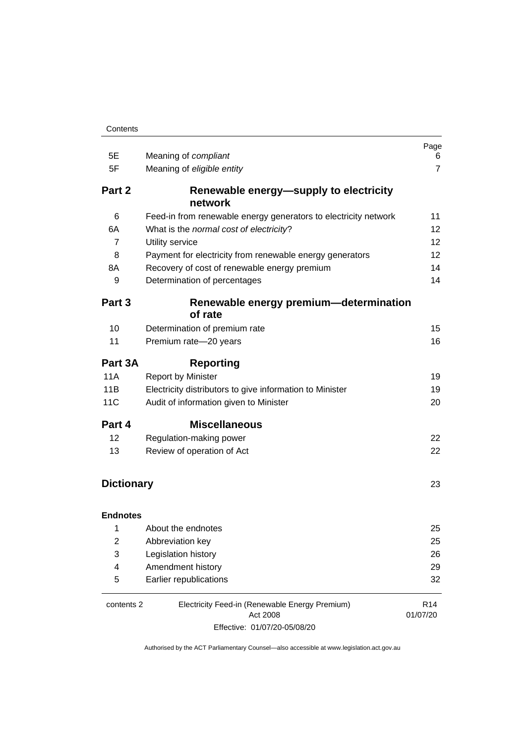| | | Page |
|---|---|---|
| 5E | Meaning of *compliant* | 6 |
| 5F | Meaning of *eligible entity* | 7 |
| **Part 2** | **Renewable energy—supply to electricity network** | |
| 6 | Feed-in from renewable energy generators to electricity network | 11 |
| 6A | What is the *normal cost of electricity*? | 12 |
| 7 | Utility service | 12 |
| 8 | Payment for electricity from renewable energy generators | 12 |
| 8A | Recovery of cost of renewable energy premium | 14 |
| 9 | Determination of percentages | 14 |
| **Part 3** | **Renewable energy premium—determination of rate** | |
| 10 | Determination of premium rate | 15 |
| 11 | Premium rate—20 years | 16 |
| **Part 3A** | **Reporting** | |
| 11A | Report by Minister | 19 |
| 11B | Electricity distributors to give information to Minister | 19 |
| 11C | Audit of information given to Minister | 20 |
| **Part 4** | **Miscellaneous** | |
| 12 | Regulation-making power | 22 |
| 13 | Review of operation of Act | 22 |
| **Dictionary** | | 23 |
| **Endnotes** | | |
| 1 | About the endnotes | 25 |
| 2 | Abbreviation key | 25 |
| 3 | Legislation history | 26 |
| 4 | Amendment history | 29 |
| 5 | Earlier republications | 32 |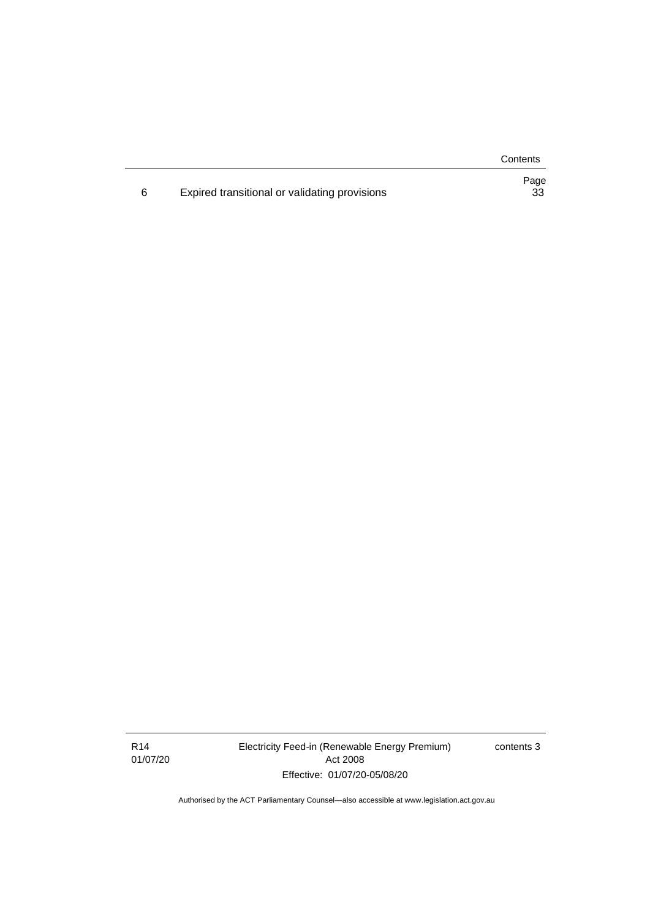| | | Page |
|---|---|---|
| 6 | Expired transitional or validating provisions | 33 |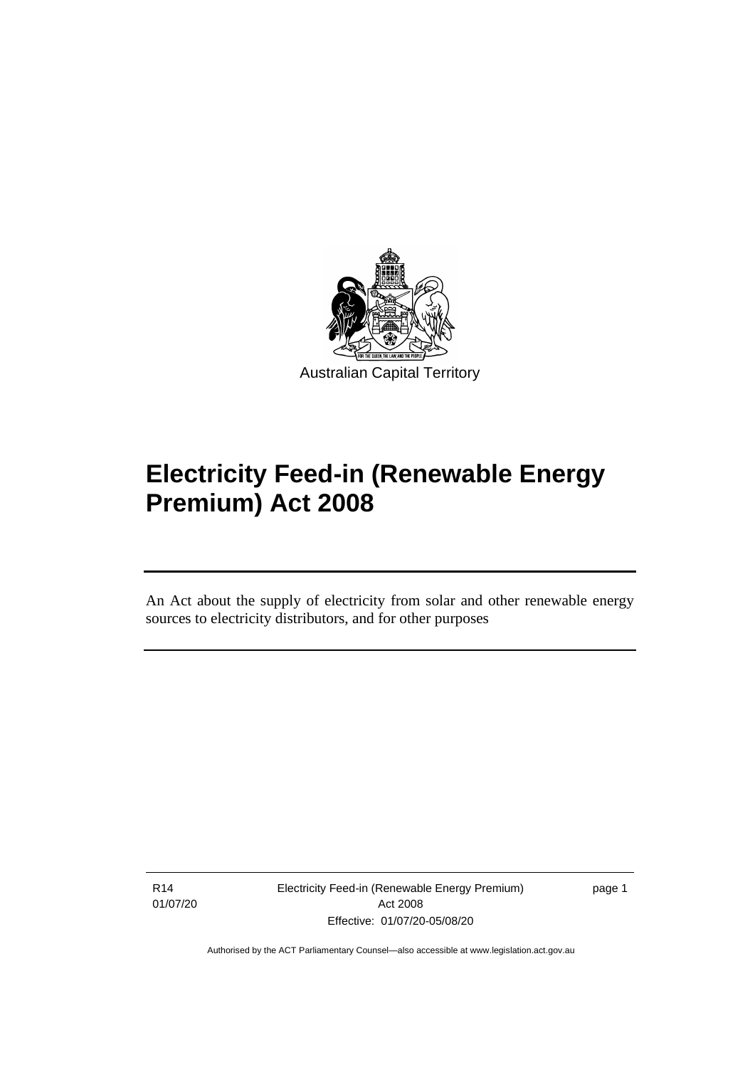Australian Capital Territory

# Electricity Feed-in (Renewable Energy Premium) Act 2008

An Act about the supply of electricity from solar and other renewable energy sources to electricity distributors, and for other purposes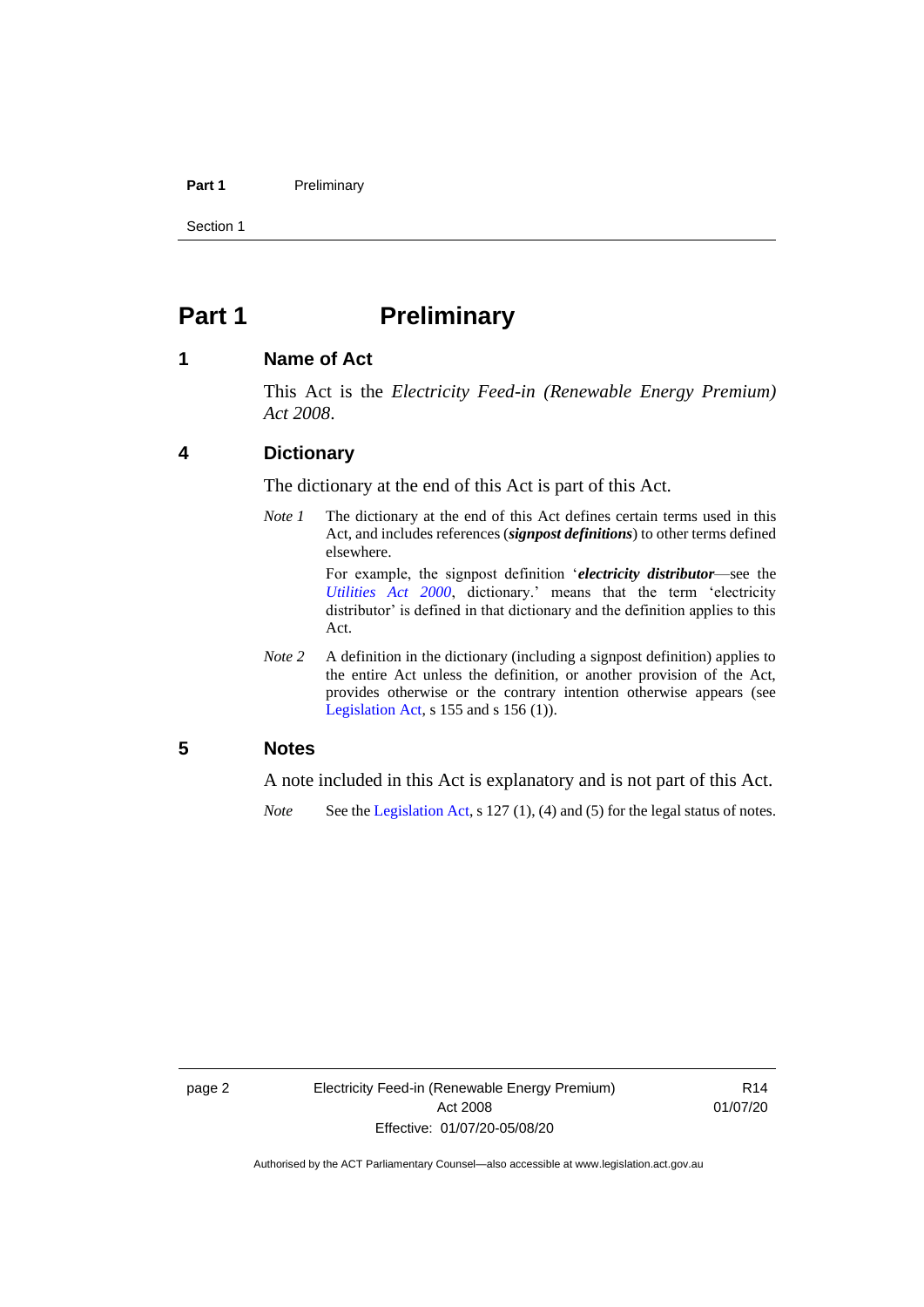# Part 1 Preliminary

## 1 Name of Act

This Act is the *Electricity Feed-in (Renewable Energy Premium) Act 2008*.

## 4 Dictionary

The dictionary at the end of this Act is part of this Act.

*Note 1* The dictionary at the end of this Act defines certain terms used in this Act, and includes references (***signpost definitions***) to other terms defined elsewhere.

For example, the signpost definition '***electricity distributor***—see the *Utilities Act 2000*, dictionary.' means that the term 'electricity distributor' is defined in that dictionary and the definition applies to this Act.

*Note 2* A definition in the dictionary (including a signpost definition) applies to the entire Act unless the definition, or another provision of the Act, provides otherwise or the contrary intention otherwise appears (see Legislation Act, s 155 and s 156 (1)).

## 5 Notes

A note included in this Act is explanatory and is not part of this Act.

*Note* See the Legislation Act, s 127 (1), (4) and (5) for the legal status of notes.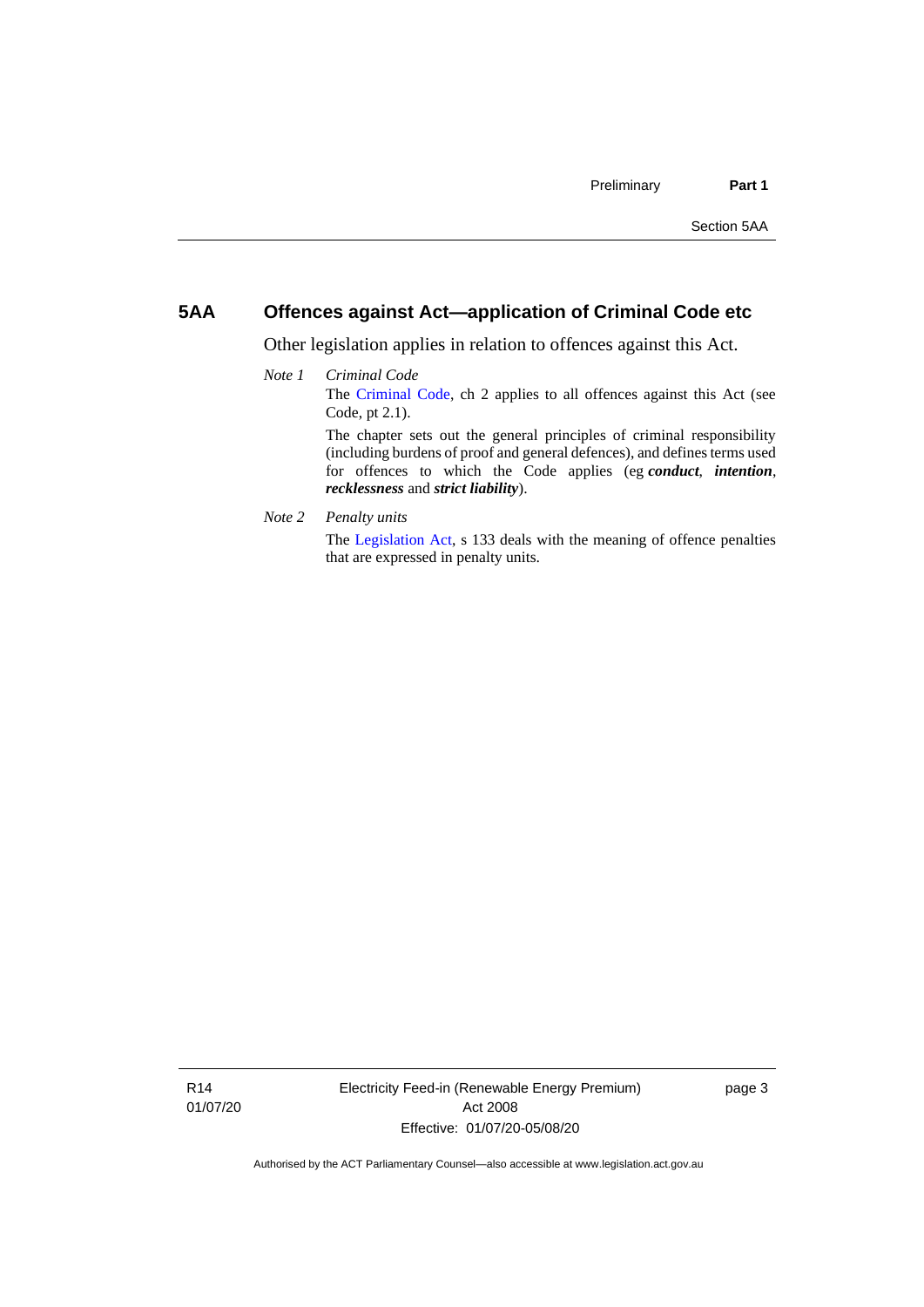## 5AA Offences against Act—application of Criminal Code etc

Other legislation applies in relation to offences against this Act.

*Note 1* *Criminal Code*

The Criminal Code, ch 2 applies to all offences against this Act (see Code, pt 2.1).

The chapter sets out the general principles of criminal responsibility (including burdens of proof and general defences), and defines terms used for offences to which the Code applies (eg ***conduct***, ***intention***, ***recklessness*** and ***strict liability***).

*Note 2* *Penalty units*

The Legislation Act, s 133 deals with the meaning of offence penalties that are expressed in penalty units.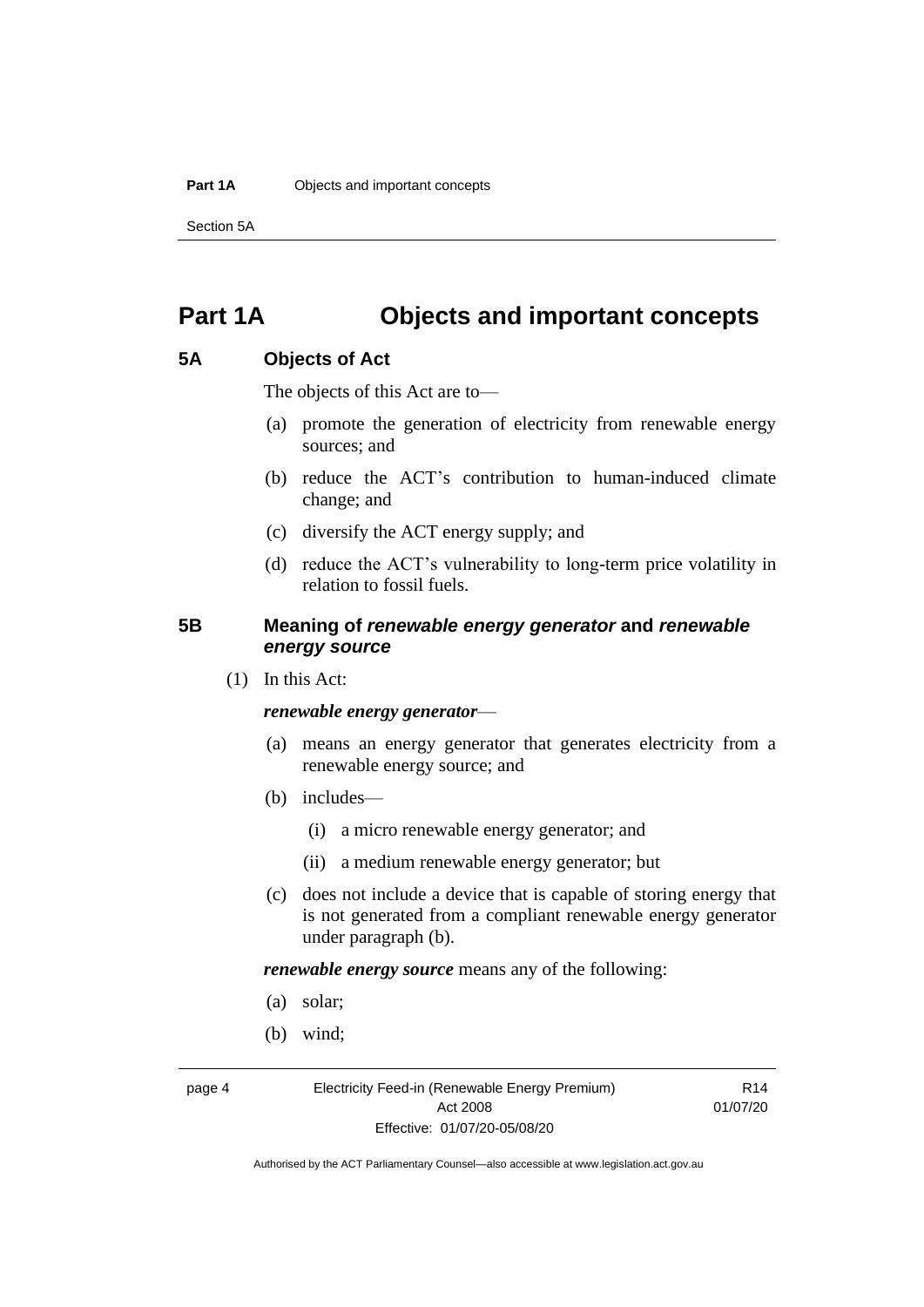# Part 1A Objects and important concepts

## 5A Objects of Act

The objects of this Act are to—

(a) promote the generation of electricity from renewable energy sources; and

(b) reduce the ACT's contribution to human-induced climate change; and

(c) diversify the ACT energy supply; and

(d) reduce the ACT's vulnerability to long-term price volatility in relation to fossil fuels.

## 5B Meaning of *renewable energy generator* and *renewable energy source*

(1) In this Act:

***renewable energy generator***—

(a) means an energy generator that generates electricity from a renewable energy source; and

(b) includes—

(i) a micro renewable energy generator; and

(ii) a medium renewable energy generator; but

(c) does not include a device that is capable of storing energy that is not generated from a compliant renewable energy generator under paragraph (b).

***renewable energy source*** means any of the following:

(a) solar;

(b) wind;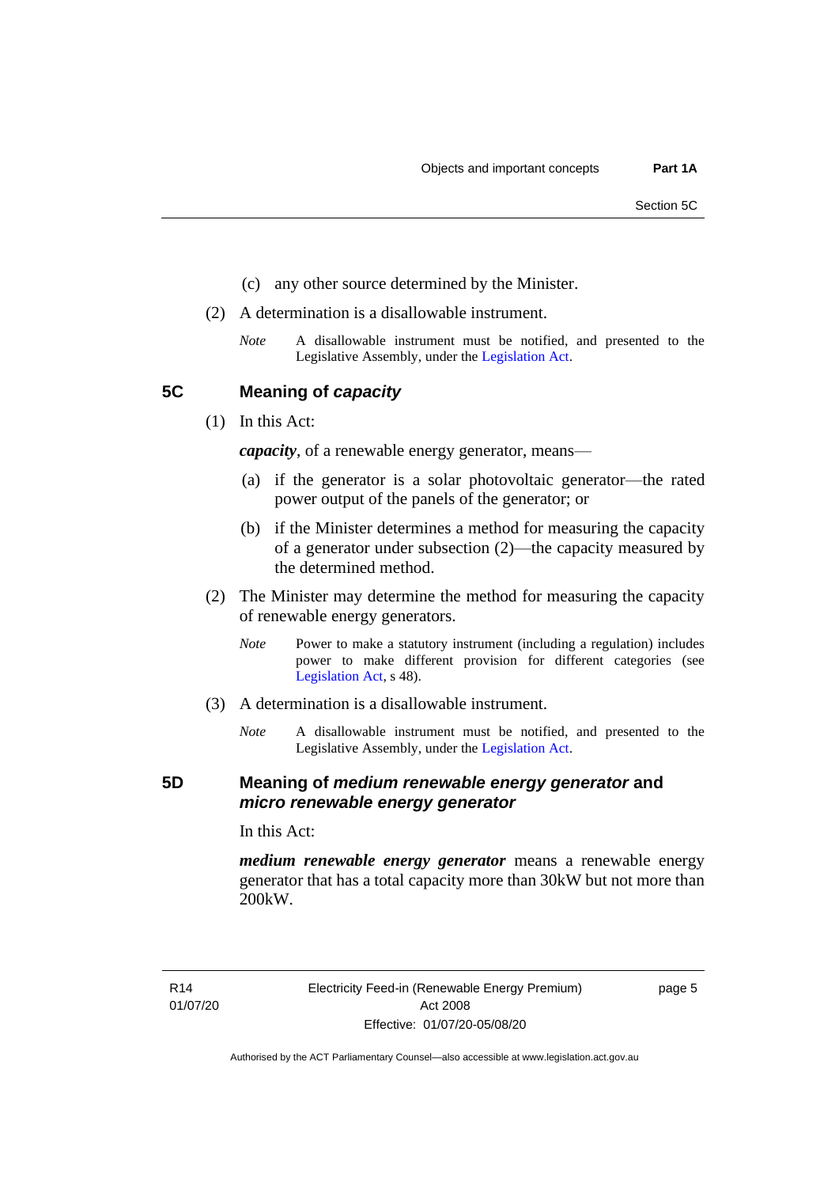(c) any other source determined by the Minister.

(2) A determination is a disallowable instrument.

*Note* A disallowable instrument must be notified, and presented to the Legislative Assembly, under the Legislation Act.

## 5C Meaning of *capacity*

(1) In this Act:

***capacity***, of a renewable energy generator, means—

(a) if the generator is a solar photovoltaic generator—the rated power output of the panels of the generator; or

(b) if the Minister determines a method for measuring the capacity of a generator under subsection (2)—the capacity measured by the determined method.

(2) The Minister may determine the method for measuring the capacity of renewable energy generators.

*Note* Power to make a statutory instrument (including a regulation) includes power to make different provision for different categories (see Legislation Act, s 48).

(3) A determination is a disallowable instrument.

*Note* A disallowable instrument must be notified, and presented to the Legislative Assembly, under the Legislation Act.

## 5D Meaning of *medium renewable energy generator* and *micro renewable energy generator*

In this Act:

***medium renewable energy generator*** means a renewable energy generator that has a total capacity more than 30kW but not more than 200kW.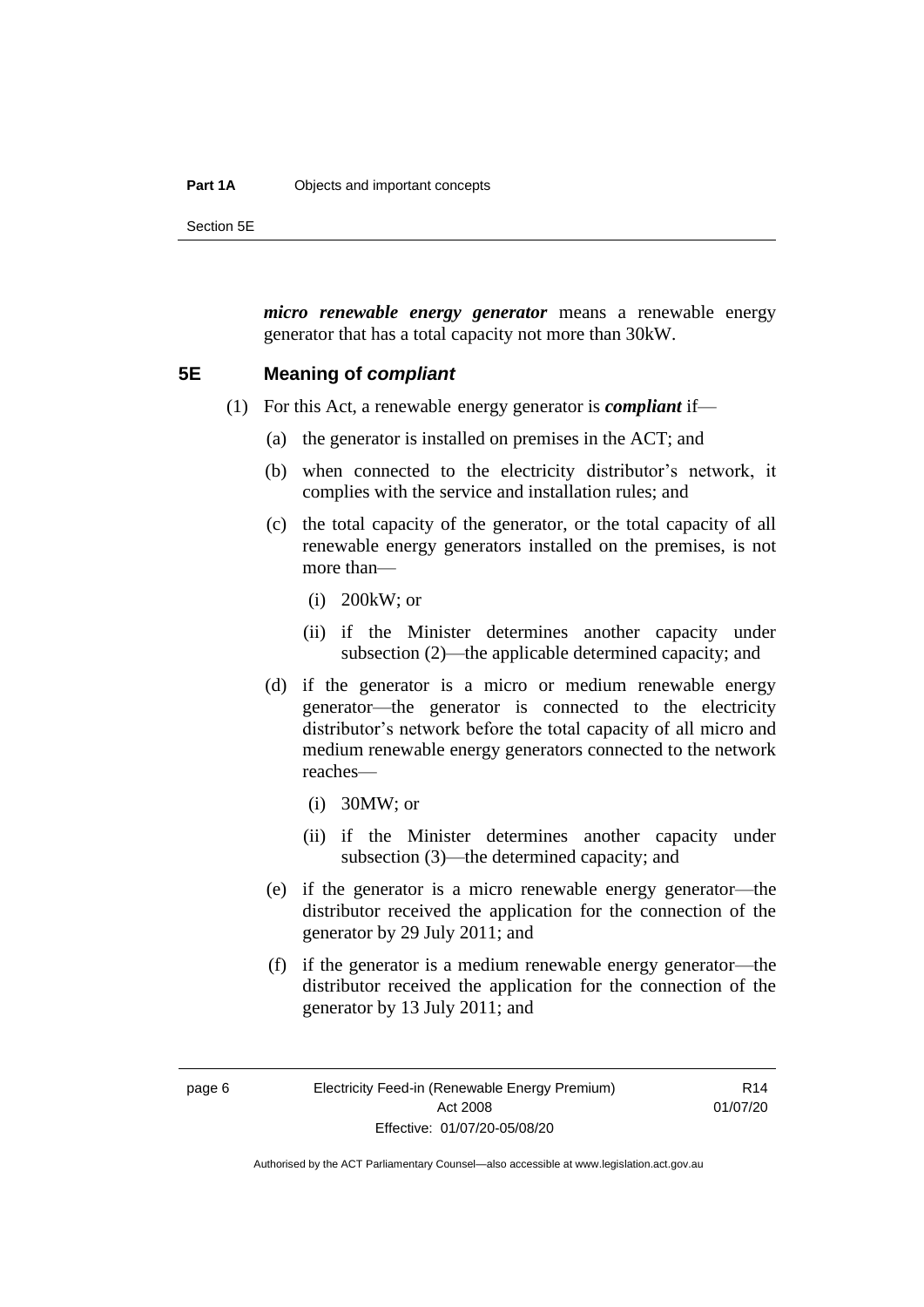***micro renewable energy generator*** means a renewable energy generator that has a total capacity not more than 30kW.

### 5E Meaning of *compliant*

(1) For this Act, a renewable energy generator is ***compliant*** if—

(a) the generator is installed on premises in the ACT; and

(b) when connected to the electricity distributor's network, it complies with the service and installation rules; and

(c) the total capacity of the generator, or the total capacity of all renewable energy generators installed on the premises, is not more than—

(i) 200kW; or

(ii) if the Minister determines another capacity under subsection (2)—the applicable determined capacity; and

(d) if the generator is a micro or medium renewable energy generator—the generator is connected to the electricity distributor's network before the total capacity of all micro and medium renewable energy generators connected to the network reaches—

(i) 30MW; or

(ii) if the Minister determines another capacity under subsection (3)—the determined capacity; and

(e) if the generator is a micro renewable energy generator—the distributor received the application for the connection of the generator by 29 July 2011; and

(f) if the generator is a medium renewable energy generator—the distributor received the application for the connection of the generator by 13 July 2011; and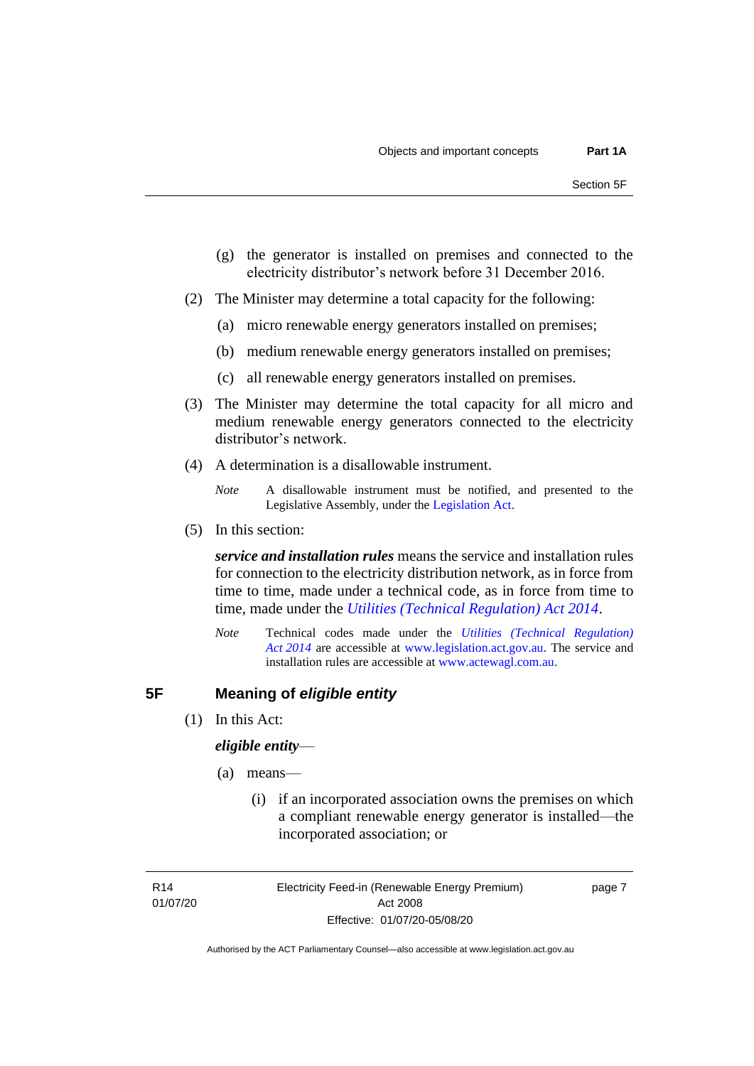(g) the generator is installed on premises and connected to the electricity distributor's network before 31 December 2016.

(2) The Minister may determine a total capacity for the following:

(a) micro renewable energy generators installed on premises;

(b) medium renewable energy generators installed on premises;

(c) all renewable energy generators installed on premises.

(3) The Minister may determine the total capacity for all micro and medium renewable energy generators connected to the electricity distributor's network.

(4) A determination is a disallowable instrument.

*Note* A disallowable instrument must be notified, and presented to the Legislative Assembly, under the Legislation Act.

(5) In this section:

***service and installation rules*** means the service and installation rules for connection to the electricity distribution network, as in force from time to time, made under a technical code, as in force from time to time, made under the *Utilities (Technical Regulation) Act 2014*.

*Note* Technical codes made under the *Utilities (Technical Regulation) Act 2014* are accessible at www.legislation.act.gov.au. The service and installation rules are accessible at www.actewagl.com.au.

### 5F Meaning of *eligible entity*

(1) In this Act:

***eligible entity***—

(a) means—

(i) if an incorporated association owns the premises on which a compliant renewable energy generator is installed—the incorporated association; or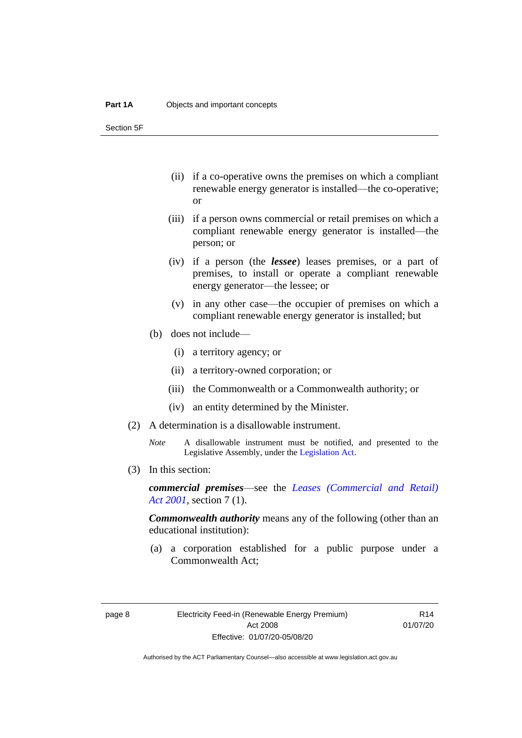(ii) if a co-operative owns the premises on which a compliant renewable energy generator is installed—the co-operative; or

(iii) if a person owns commercial or retail premises on which a compliant renewable energy generator is installed—the person; or

(iv) if a person (the ***lessee***) leases premises, or a part of premises, to install or operate a compliant renewable energy generator—the lessee; or

(v) in any other case—the occupier of premises on which a compliant renewable energy generator is installed; but

(b) does not include—

(i) a territory agency; or

(ii) a territory-owned corporation; or

(iii) the Commonwealth or a Commonwealth authority; or

(iv) an entity determined by the Minister.

(2) A determination is a disallowable instrument.

*Note* A disallowable instrument must be notified, and presented to the Legislative Assembly, under the Legislation Act.

(3) In this section:

***commercial premises***—see the *Leases (Commercial and Retail) Act 2001*, section 7 (1).

***Commonwealth authority*** means any of the following (other than an educational institution):

(a) a corporation established for a public purpose under a Commonwealth Act;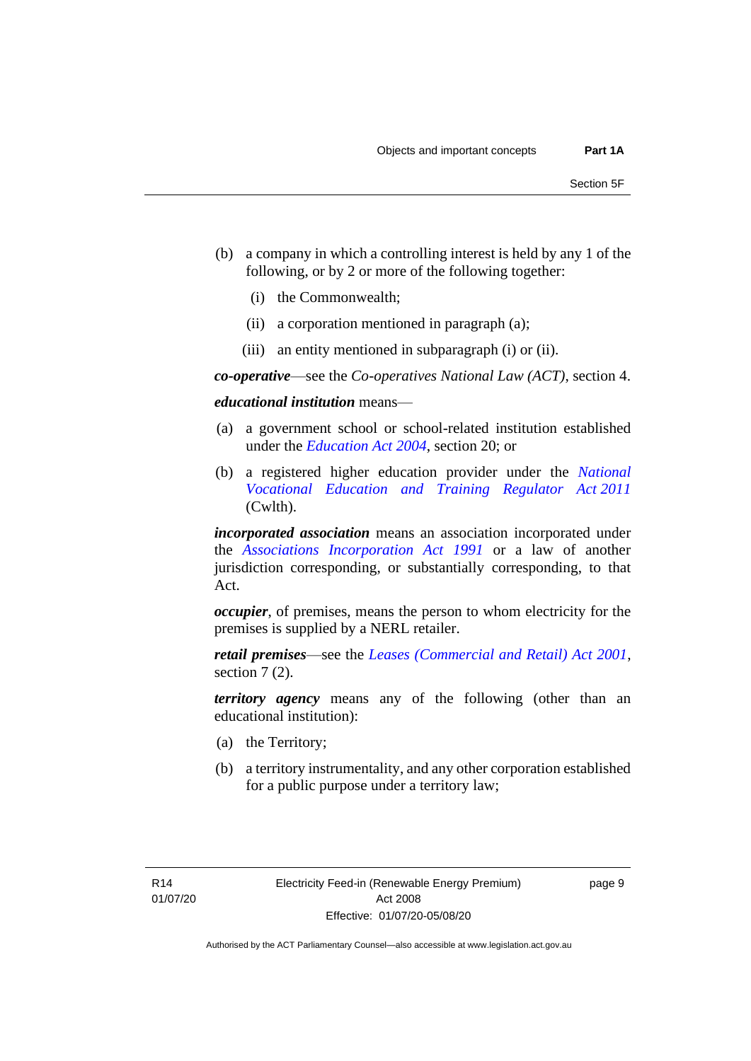(b) a company in which a controlling interest is held by any 1 of the following, or by 2 or more of the following together:

(i) the Commonwealth;

(ii) a corporation mentioned in paragraph (a);

(iii) an entity mentioned in subparagraph (i) or (ii).

***co-operative***—see the *Co-operatives National Law (ACT)*, section 4.

***educational institution*** means—

(a) a government school or school-related institution established under the *Education Act 2004*, section 20; or

(b) a registered higher education provider under the *National Vocational Education and Training Regulator Act 2011* (Cwlth).

***incorporated association*** means an association incorporated under the *Associations Incorporation Act 1991* or a law of another jurisdiction corresponding, or substantially corresponding, to that Act.

***occupier***, of premises, means the person to whom electricity for the premises is supplied by a NERL retailer.

***retail premises***—see the *Leases (Commercial and Retail) Act 2001*, section 7 (2).

***territory agency*** means any of the following (other than an educational institution):

(a) the Territory;

(b) a territory instrumentality, and any other corporation established for a public purpose under a territory law;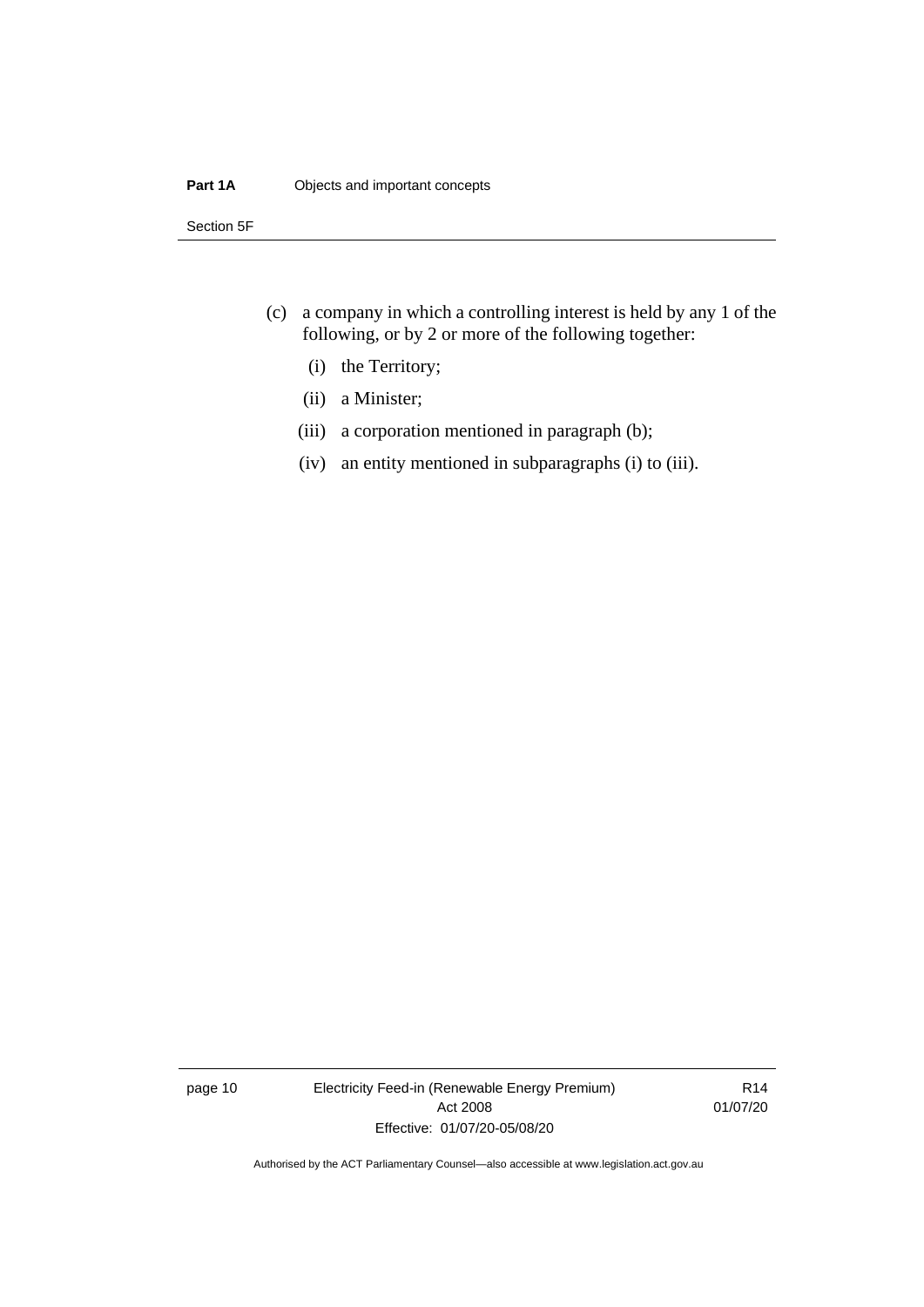(c) a company in which a controlling interest is held by any 1 of the following, or by 2 or more of the following together:

   (i) the Territory;

   (ii) a Minister;

   (iii) a corporation mentioned in paragraph (b);

   (iv) an entity mentioned in subparagraphs (i) to (iii).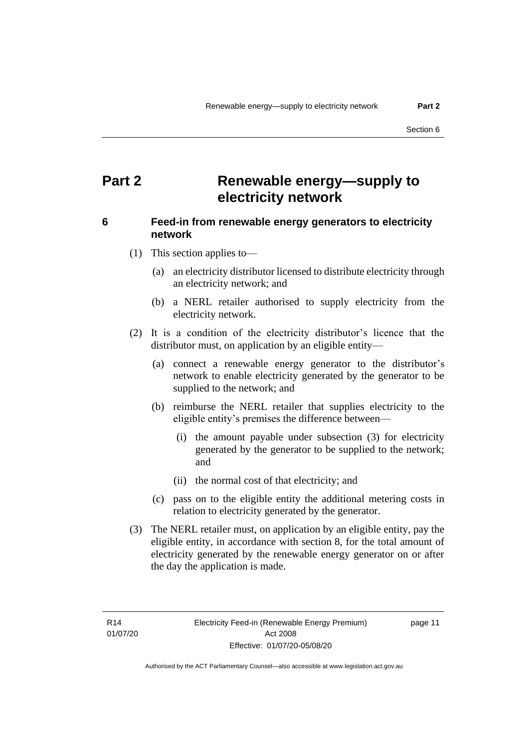# Part 2 Renewable energy—supply to electricity network

## 6 Feed-in from renewable energy generators to electricity network

(1) This section applies to—

(a) an electricity distributor licensed to distribute electricity through an electricity network; and

(b) a NERL retailer authorised to supply electricity from the electricity network.

(2) It is a condition of the electricity distributor's licence that the distributor must, on application by an eligible entity—

(a) connect a renewable energy generator to the distributor's network to enable electricity generated by the generator to be supplied to the network; and

(b) reimburse the NERL retailer that supplies electricity to the eligible entity's premises the difference between—

(i) the amount payable under subsection (3) for electricity generated by the generator to be supplied to the network; and

(ii) the normal cost of that electricity; and

(c) pass on to the eligible entity the additional metering costs in relation to electricity generated by the generator.

(3) The NERL retailer must, on application by an eligible entity, pay the eligible entity, in accordance with section 8, for the total amount of electricity generated by the renewable energy generator on or after the day the application is made.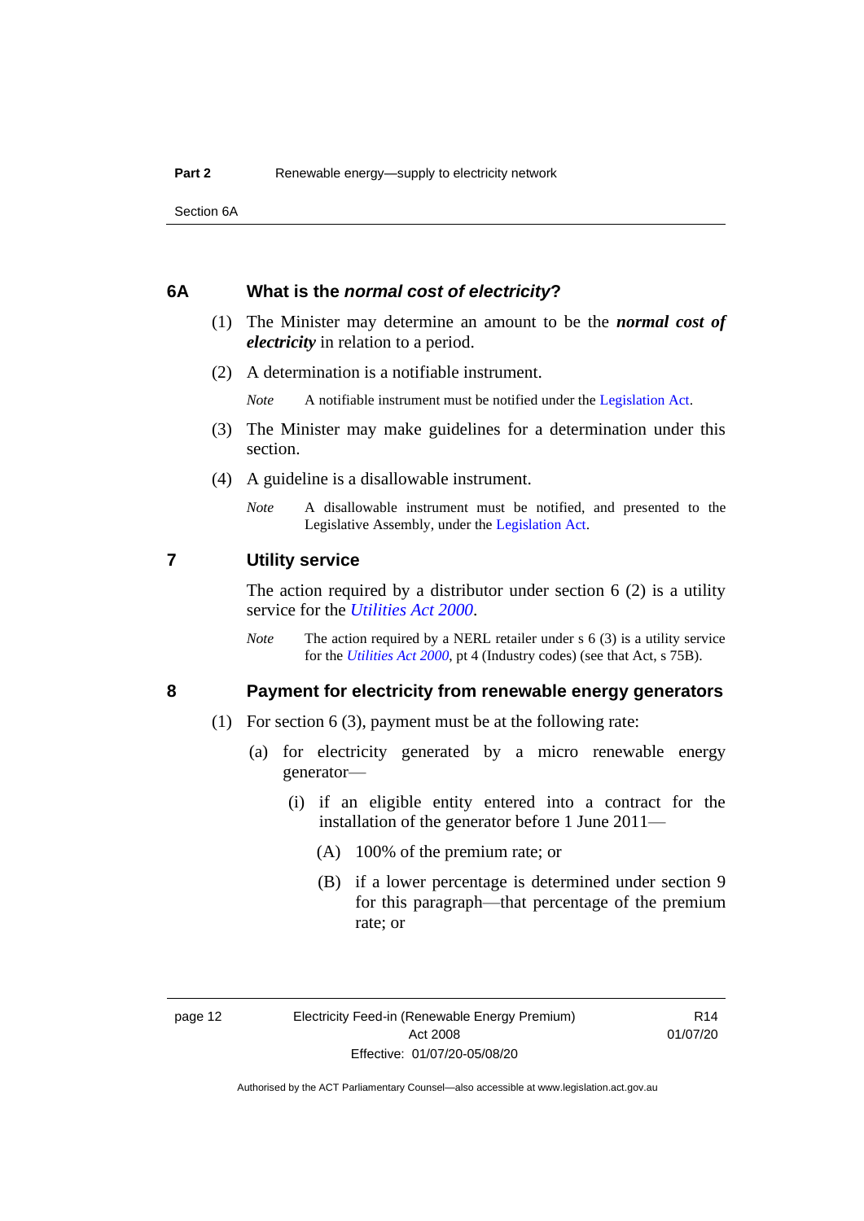### 6A What is the *normal cost of electricity*?

(1) The Minister may determine an amount to be the ***normal cost of electricity*** in relation to a period.

(2) A determination is a notifiable instrument.

*Note* A notifiable instrument must be notified under the Legislation Act.

(3) The Minister may make guidelines for a determination under this section.

(4) A guideline is a disallowable instrument.

*Note* A disallowable instrument must be notified, and presented to the Legislative Assembly, under the Legislation Act.

### 7 Utility service

The action required by a distributor under section 6 (2) is a utility service for the *Utilities Act 2000*.

*Note* The action required by a NERL retailer under s 6 (3) is a utility service for the *Utilities Act 2000*, pt 4 (Industry codes) (see that Act, s 75B).

### 8 Payment for electricity from renewable energy generators

(1) For section 6 (3), payment must be at the following rate:

(a) for electricity generated by a micro renewable energy generator—

(i) if an eligible entity entered into a contract for the installation of the generator before 1 June 2011—

(A) 100% of the premium rate; or

(B) if a lower percentage is determined under section 9 for this paragraph—that percentage of the premium rate; or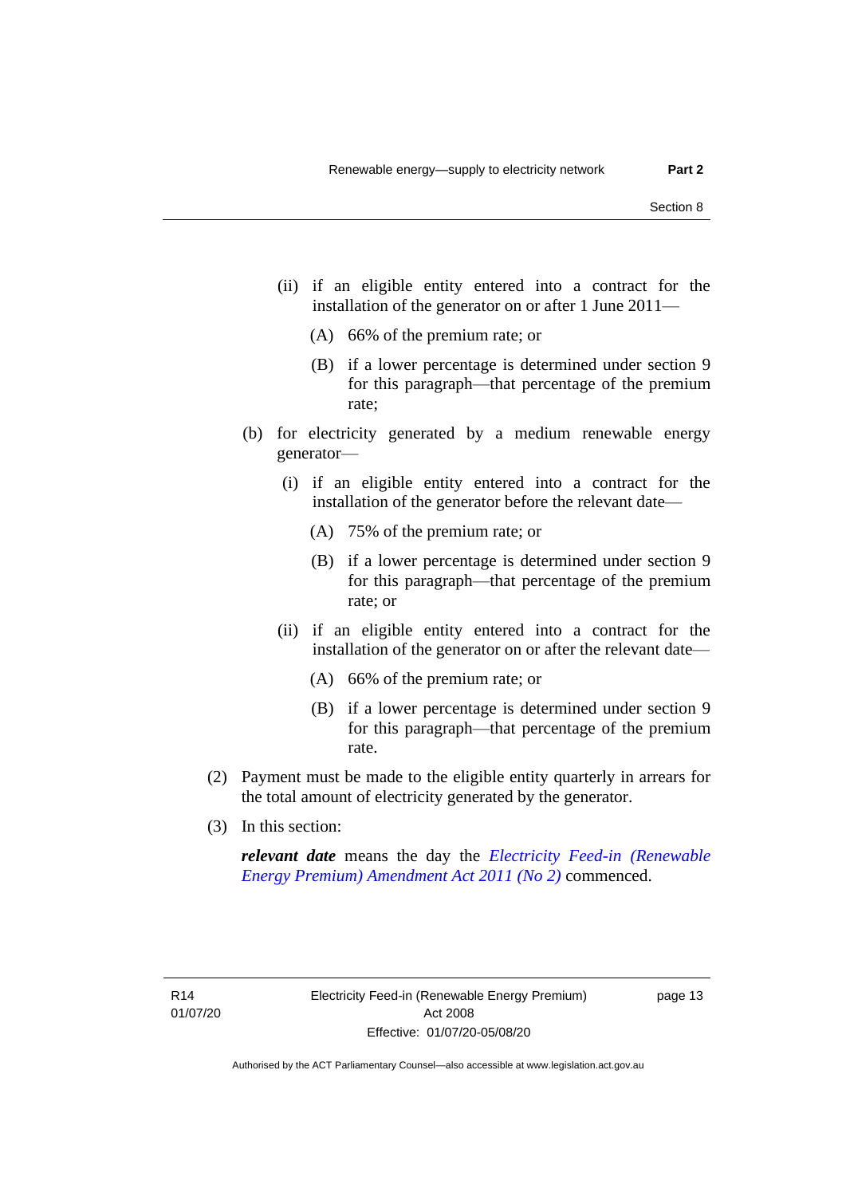(ii) if an eligible entity entered into a contract for the installation of the generator on or after 1 June 2011—

(A) 66% of the premium rate; or

(B) if a lower percentage is determined under section 9 for this paragraph—that percentage of the premium rate;

(b) for electricity generated by a medium renewable energy generator—

(i) if an eligible entity entered into a contract for the installation of the generator before the relevant date—

(A) 75% of the premium rate; or

(B) if a lower percentage is determined under section 9 for this paragraph—that percentage of the premium rate; or

(ii) if an eligible entity entered into a contract for the installation of the generator on or after the relevant date—

(A) 66% of the premium rate; or

(B) if a lower percentage is determined under section 9 for this paragraph—that percentage of the premium rate.

(2) Payment must be made to the eligible entity quarterly in arrears for the total amount of electricity generated by the generator.

(3) In this section:

***relevant date*** means the day the *Electricity Feed-in (Renewable Energy Premium) Amendment Act 2011 (No 2)* commenced.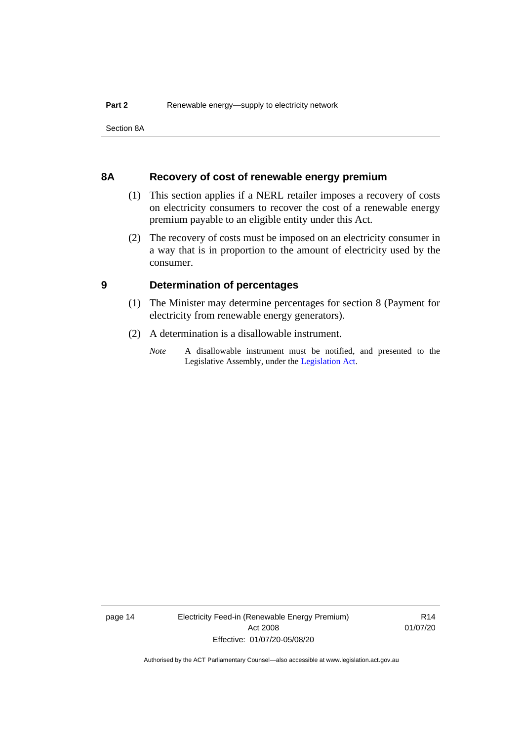## 8A Recovery of cost of renewable energy premium

(1) This section applies if a NERL retailer imposes a recovery of costs on electricity consumers to recover the cost of a renewable energy premium payable to an eligible entity under this Act.

(2) The recovery of costs must be imposed on an electricity consumer in a way that is in proportion to the amount of electricity used by the consumer.

## 9 Determination of percentages

(1) The Minister may determine percentages for section 8 (Payment for electricity from renewable energy generators).

(2) A determination is a disallowable instrument.

*Note* A disallowable instrument must be notified, and presented to the Legislative Assembly, under the Legislation Act.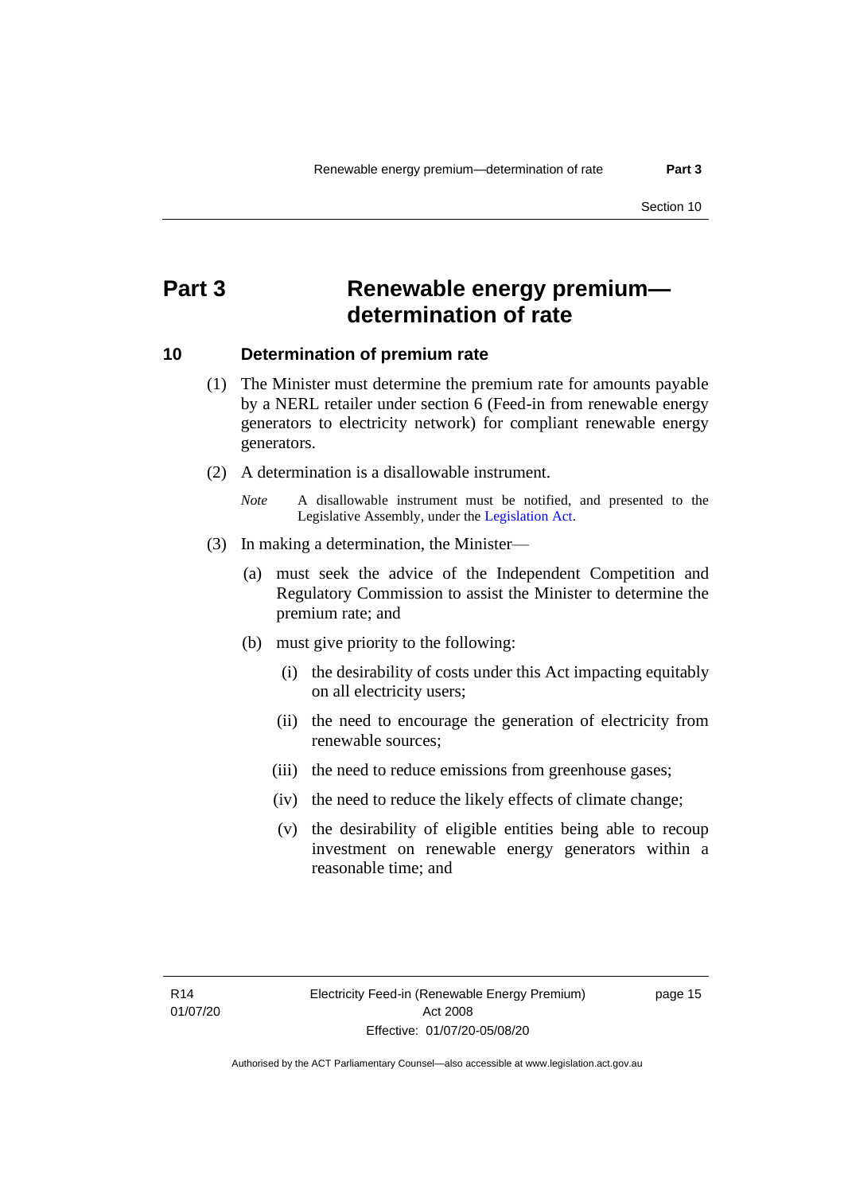# Part 3 Renewable energy premium—determination of rate

## 10 Determination of premium rate

(1) The Minister must determine the premium rate for amounts payable by a NERL retailer under section 6 (Feed-in from renewable energy generators to electricity network) for compliant renewable energy generators.

(2) A determination is a disallowable instrument.

*Note* A disallowable instrument must be notified, and presented to the Legislative Assembly, under the Legislation Act.

(3) In making a determination, the Minister—

(a) must seek the advice of the Independent Competition and Regulatory Commission to assist the Minister to determine the premium rate; and

(b) must give priority to the following:

(i) the desirability of costs under this Act impacting equitably on all electricity users;

(ii) the need to encourage the generation of electricity from renewable sources;

(iii) the need to reduce emissions from greenhouse gases;

(iv) the need to reduce the likely effects of climate change;

(v) the desirability of eligible entities being able to recoup investment on renewable energy generators within a reasonable time; and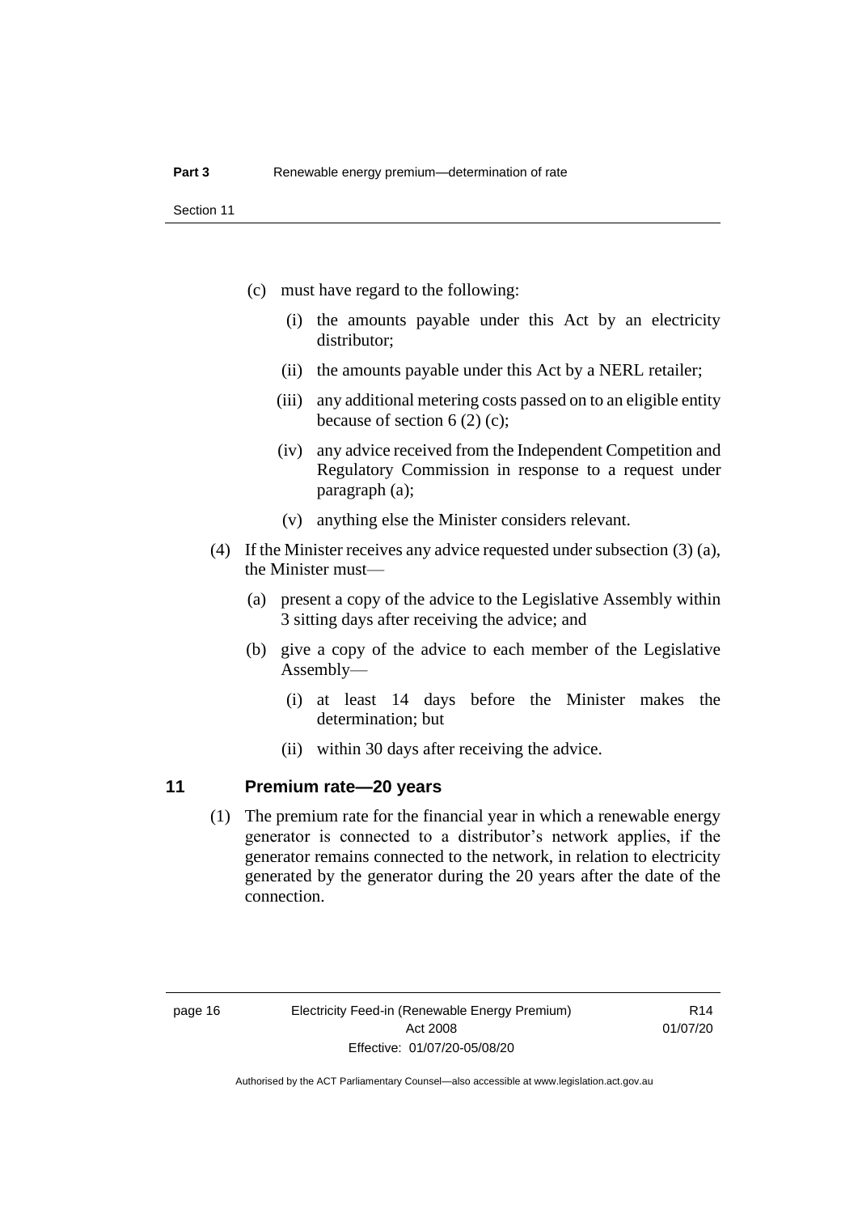(c) must have regard to the following:

(i) the amounts payable under this Act by an electricity distributor;

(ii) the amounts payable under this Act by a NERL retailer;

(iii) any additional metering costs passed on to an eligible entity because of section 6 (2) (c);

(iv) any advice received from the Independent Competition and Regulatory Commission in response to a request under paragraph (a);

(v) anything else the Minister considers relevant.

(4) If the Minister receives any advice requested under subsection (3) (a), the Minister must—

(a) present a copy of the advice to the Legislative Assembly within 3 sitting days after receiving the advice; and

(b) give a copy of the advice to each member of the Legislative Assembly—

(i) at least 14 days before the Minister makes the determination; but

(ii) within 30 days after receiving the advice.

## 11 Premium rate—20 years

(1) The premium rate for the financial year in which a renewable energy generator is connected to a distributor's network applies, if the generator remains connected to the network, in relation to electricity generated by the generator during the 20 years after the date of the connection.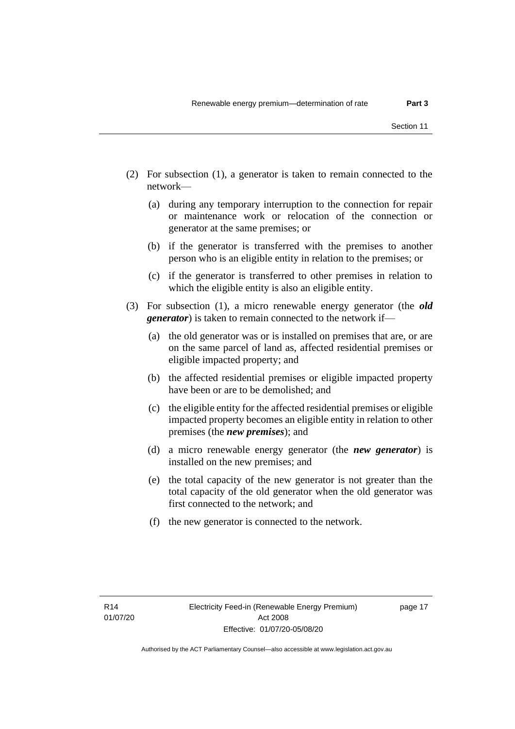(2) For subsection (1), a generator is taken to remain connected to the network—

(a) during any temporary interruption to the connection for repair or maintenance work or relocation of the connection or generator at the same premises; or

(b) if the generator is transferred with the premises to another person who is an eligible entity in relation to the premises; or

(c) if the generator is transferred to other premises in relation to which the eligible entity is also an eligible entity.

(3) For subsection (1), a micro renewable energy generator (the ***old generator***) is taken to remain connected to the network if—

(a) the old generator was or is installed on premises that are, or are on the same parcel of land as, affected residential premises or eligible impacted property; and

(b) the affected residential premises or eligible impacted property have been or are to be demolished; and

(c) the eligible entity for the affected residential premises or eligible impacted property becomes an eligible entity in relation to other premises (the ***new premises***); and

(d) a micro renewable energy generator (the ***new generator***) is installed on the new premises; and

(e) the total capacity of the new generator is not greater than the total capacity of the old generator when the old generator was first connected to the network; and

(f) the new generator is connected to the network.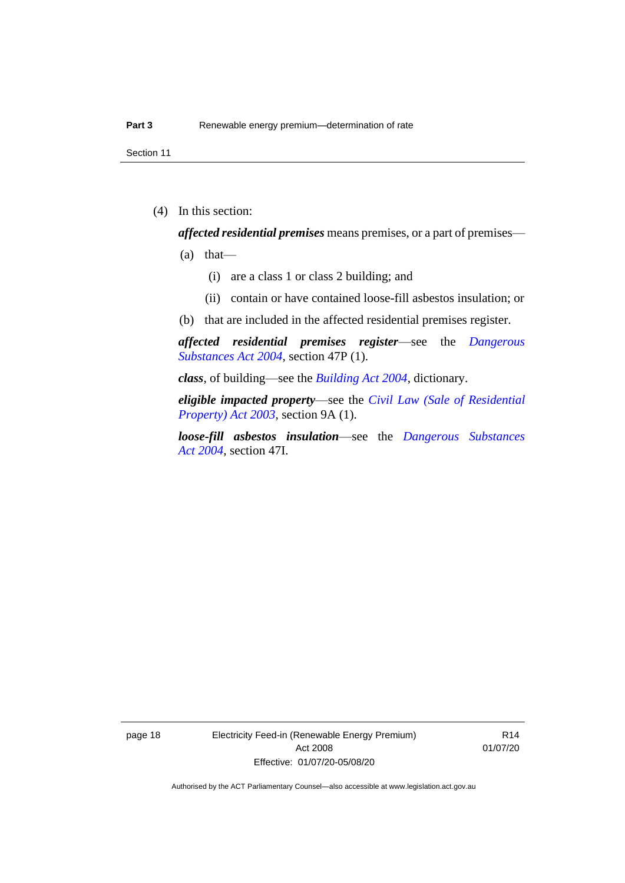(4) In this section:

***affected residential premises*** means premises, or a part of premises—

(a) that—

(i) are a class 1 or class 2 building; and

(ii) contain or have contained loose-fill asbestos insulation; or

(b) that are included in the affected residential premises register.

***affected residential premises register***—see the *Dangerous Substances Act 2004*, section 47P (1).

***class***, of building—see the *Building Act 2004*, dictionary.

***eligible impacted property***—see the *Civil Law (Sale of Residential Property) Act 2003*, section 9A (1).

***loose-fill asbestos insulation***—see the *Dangerous Substances Act 2004*, section 47I.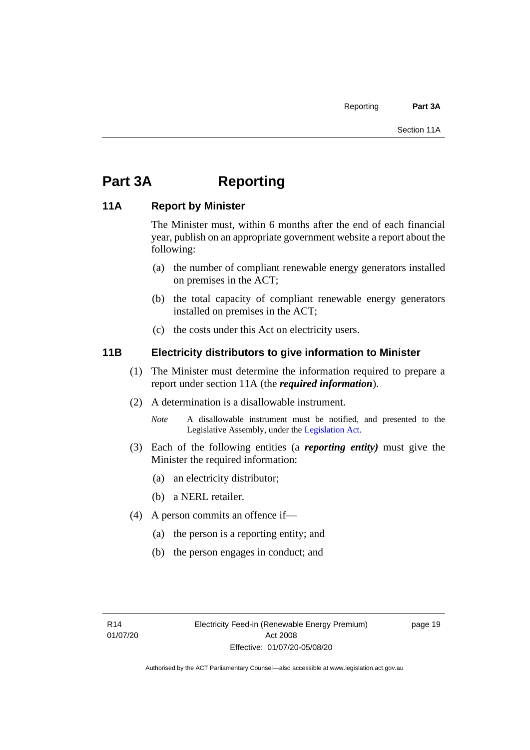# Part 3A Reporting

## 11A Report by Minister

The Minister must, within 6 months after the end of each financial year, publish on an appropriate government website a report about the following:

(a) the number of compliant renewable energy generators installed on premises in the ACT;

(b) the total capacity of compliant renewable energy generators installed on premises in the ACT;

(c) the costs under this Act on electricity users.

## 11B Electricity distributors to give information to Minister

(1) The Minister must determine the information required to prepare a report under section 11A (the ***required information***).

(2) A determination is a disallowable instrument.

*Note* A disallowable instrument must be notified, and presented to the Legislative Assembly, under the Legislation Act.

(3) Each of the following entities (a ***reporting entity)*** must give the Minister the required information:

(a) an electricity distributor;

(b) a NERL retailer.

(4) A person commits an offence if—

(a) the person is a reporting entity; and

(b) the person engages in conduct; and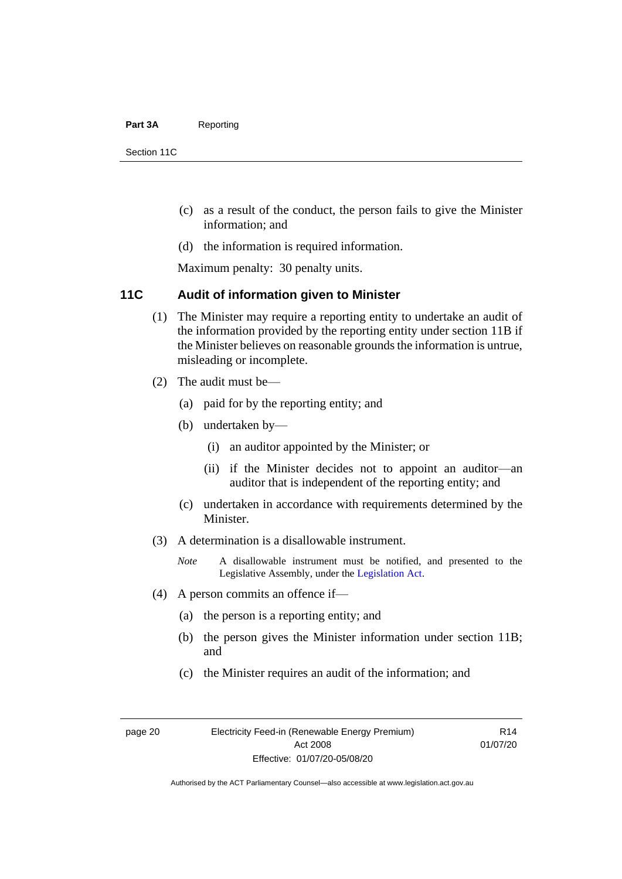(c) as a result of the conduct, the person fails to give the Minister information; and

(d) the information is required information.

Maximum penalty: 30 penalty units.

### 11C Audit of information given to Minister

(1) The Minister may require a reporting entity to undertake an audit of the information provided by the reporting entity under section 11B if the Minister believes on reasonable grounds the information is untrue, misleading or incomplete.

(2) The audit must be—

(a) paid for by the reporting entity; and

(b) undertaken by—

(i) an auditor appointed by the Minister; or

(ii) if the Minister decides not to appoint an auditor—an auditor that is independent of the reporting entity; and

(c) undertaken in accordance with requirements determined by the Minister.

(3) A determination is a disallowable instrument.

*Note* A disallowable instrument must be notified, and presented to the Legislative Assembly, under the Legislation Act.

(4) A person commits an offence if—

(a) the person is a reporting entity; and

(b) the person gives the Minister information under section 11B; and

(c) the Minister requires an audit of the information; and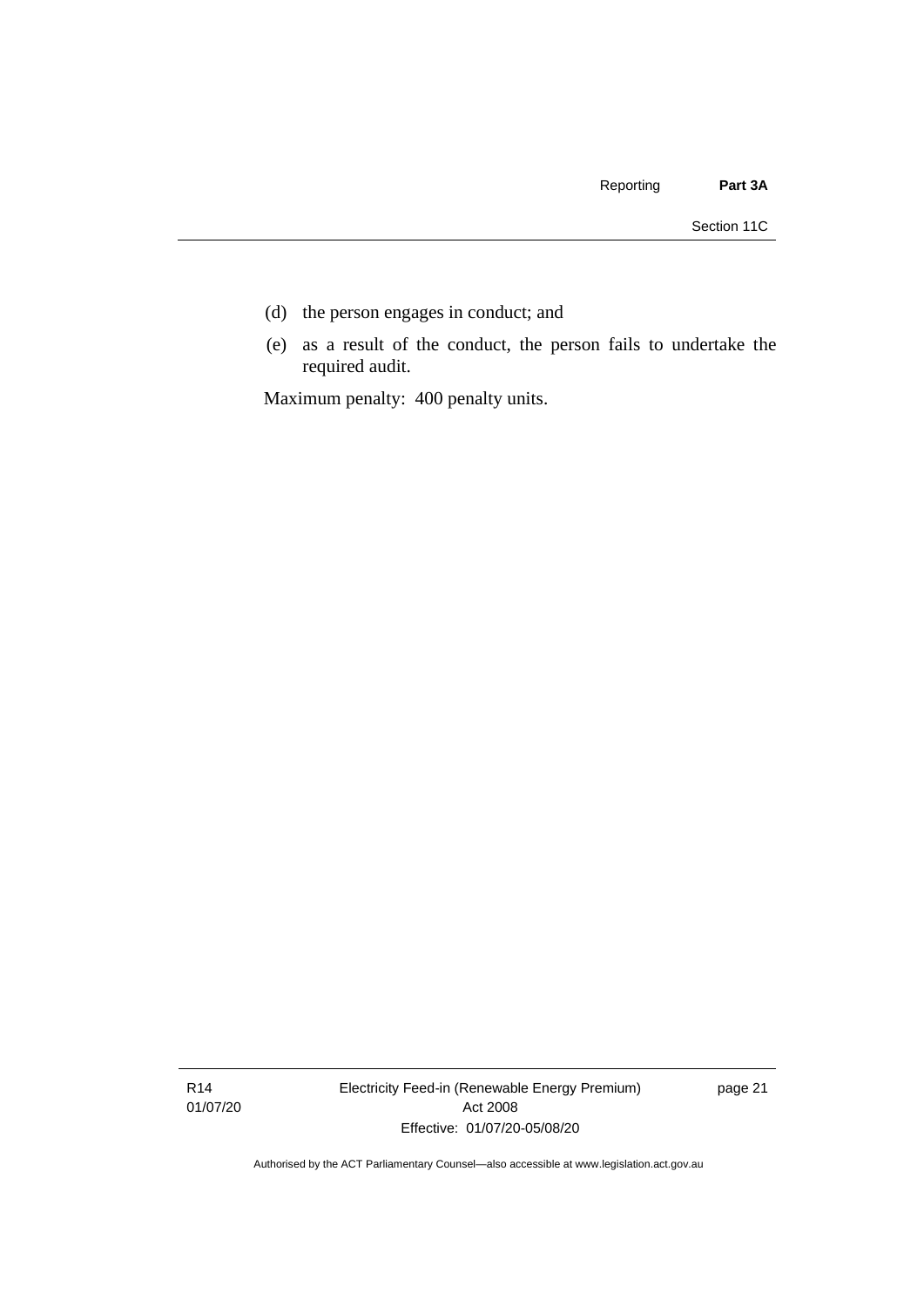(d) the person engages in conduct; and

(e) as a result of the conduct, the person fails to undertake the required audit.

Maximum penalty: 400 penalty units.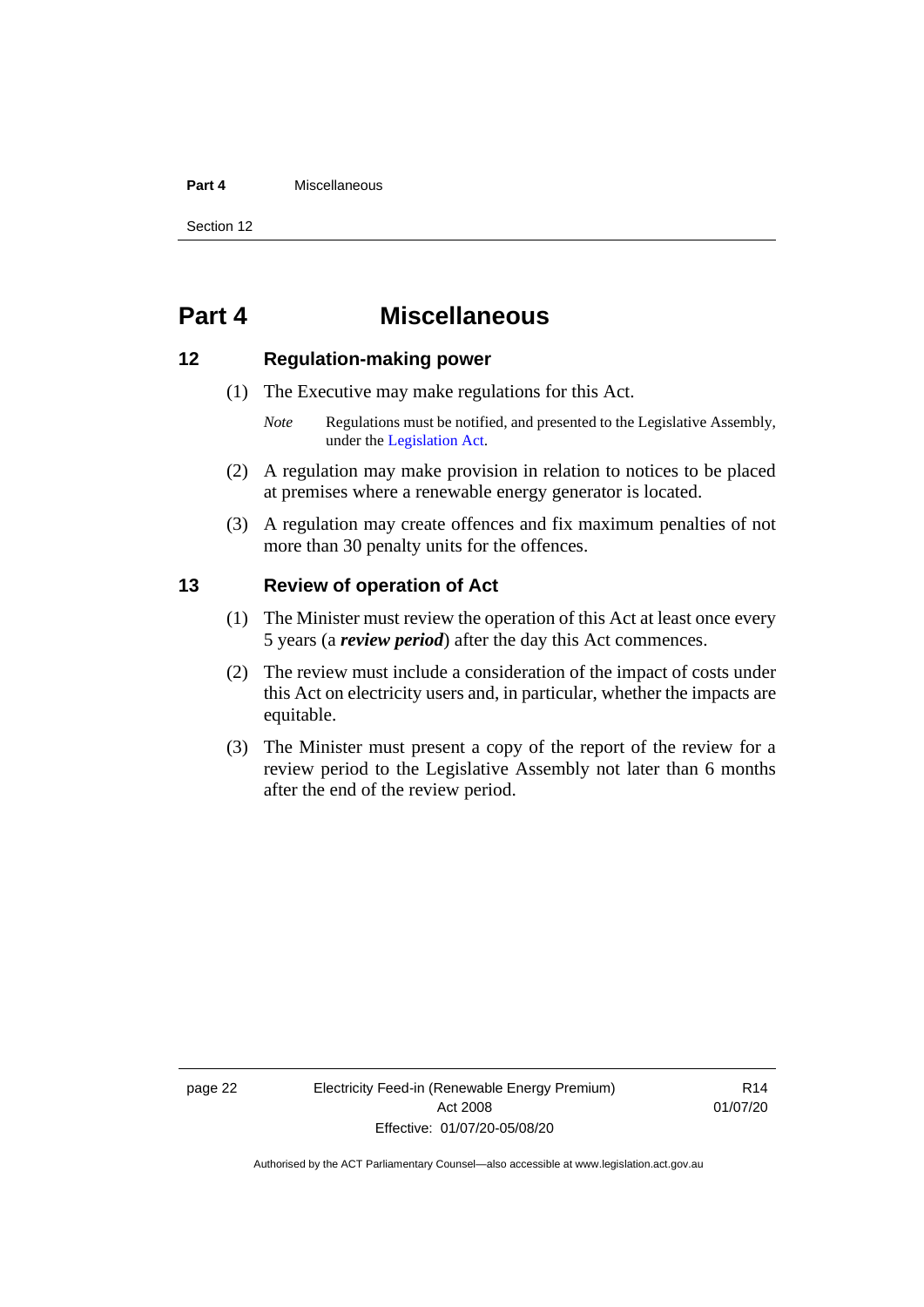# Part 4 Miscellaneous

## 12 Regulation-making power

(1) The Executive may make regulations for this Act.

*Note* Regulations must be notified, and presented to the Legislative Assembly, under the Legislation Act.

(2) A regulation may make provision in relation to notices to be placed at premises where a renewable energy generator is located.

(3) A regulation may create offences and fix maximum penalties of not more than 30 penalty units for the offences.

## 13 Review of operation of Act

(1) The Minister must review the operation of this Act at least once every 5 years (a ***review period***) after the day this Act commences.

(2) The review must include a consideration of the impact of costs under this Act on electricity users and, in particular, whether the impacts are equitable.

(3) The Minister must present a copy of the report of the review for a review period to the Legislative Assembly not later than 6 months after the end of the review period.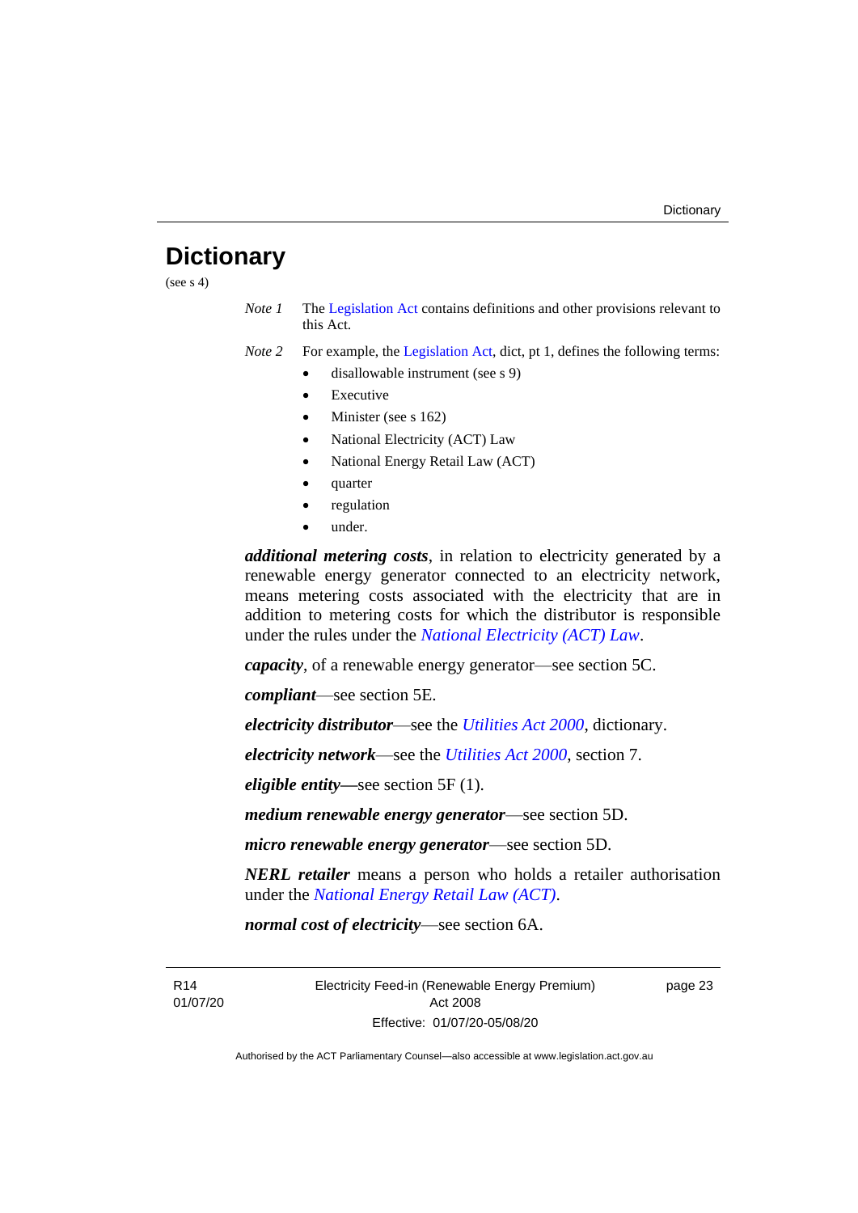# Dictionary

(see s 4)

*Note 1* The Legislation Act contains definitions and other provisions relevant to this Act.

*Note 2* For example, the Legislation Act, dict, pt 1, defines the following terms:

- disallowable instrument (see s 9)
- Executive
- Minister (see s 162)
- National Electricity (ACT) Law
- National Energy Retail Law (ACT)
- quarter
- regulation
- under.

***additional metering costs***, in relation to electricity generated by a renewable energy generator connected to an electricity network, means metering costs associated with the electricity that are in addition to metering costs for which the distributor is responsible under the rules under the *National Electricity (ACT) Law*.

***capacity***, of a renewable energy generator—see section 5C.

***compliant***—see section 5E.

***electricity distributor***—see the *Utilities Act 2000*, dictionary.

***electricity network***—see the *Utilities Act 2000*, section 7.

***eligible entity***—see section 5F (1).

***medium renewable energy generator***—see section 5D.

***micro renewable energy generator***—see section 5D.

***NERL retailer*** means a person who holds a retailer authorisation under the *National Energy Retail Law (ACT)*.

***normal cost of electricity***—see section 6A.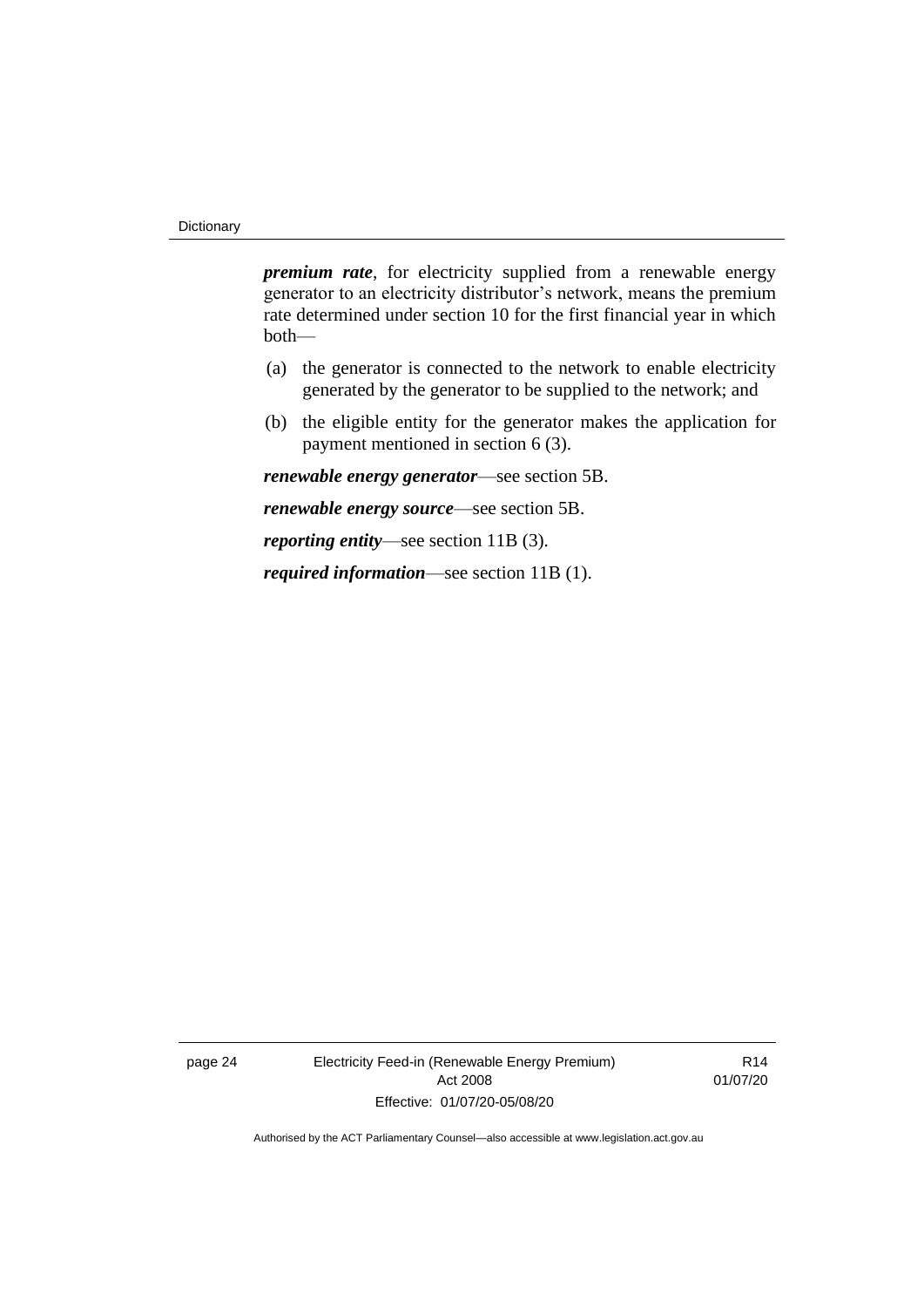***premium rate***, for electricity supplied from a renewable energy generator to an electricity distributor's network, means the premium rate determined under section 10 for the first financial year in which both—

(a) the generator is connected to the network to enable electricity generated by the generator to be supplied to the network; and

(b) the eligible entity for the generator makes the application for payment mentioned in section 6 (3).

***renewable energy generator***—see section 5B.

***renewable energy source***—see section 5B.

***reporting entity***—see section 11B (3).

***required information***—see section 11B (1).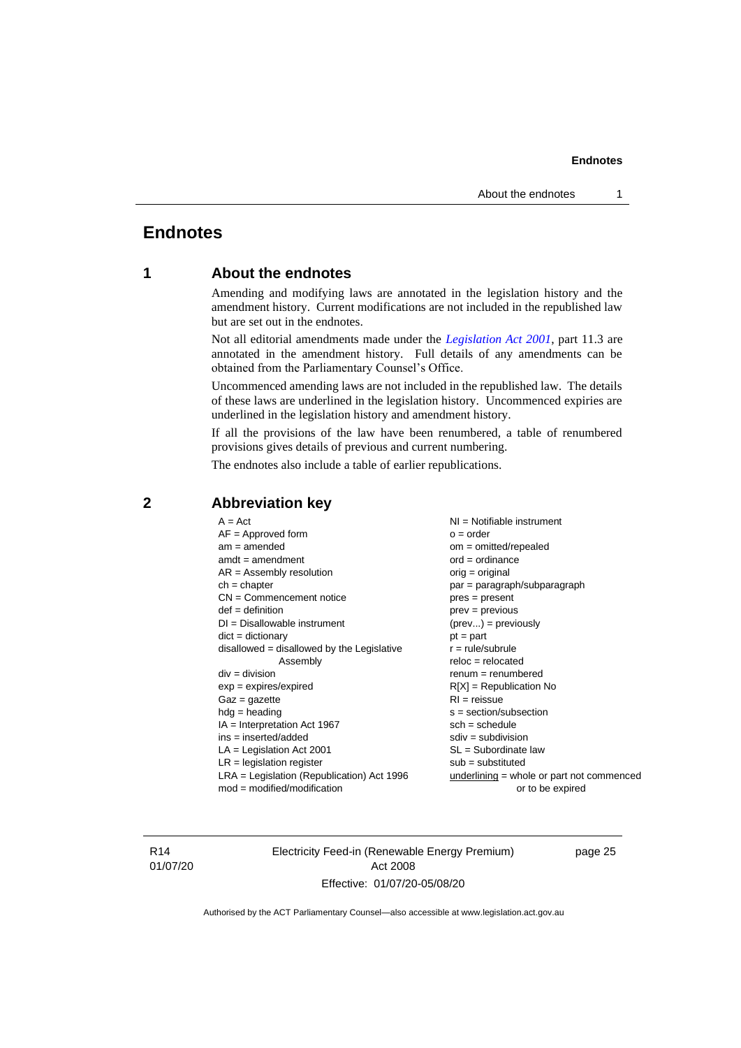# Endnotes

## 1 About the endnotes

Amending and modifying laws are annotated in the legislation history and the amendment history. Current modifications are not included in the republished law but are set out in the endnotes.

Not all editorial amendments made under the *Legislation Act 2001*, part 11.3 are annotated in the amendment history. Full details of any amendments can be obtained from the Parliamentary Counsel's Office.

Uncommenced amending laws are not included in the republished law. The details of these laws are underlined in the legislation history. Uncommenced expiries are underlined in the legislation history and amendment history.

If all the provisions of the law have been renumbered, a table of renumbered provisions gives details of previous and current numbering.

The endnotes also include a table of earlier republications.

## 2 Abbreviation key

A = Act
AF = Approved form
am = amended
amdt = amendment
AR = Assembly resolution
ch = chapter
CN = Commencement notice
def = definition
DI = Disallowable instrument
dict = dictionary
disallowed = disallowed by the Legislative Assembly
div = division
exp = expires/expired
Gaz = gazette
hdg = heading
IA = Interpretation Act 1967
ins = inserted/added
LA = Legislation Act 2001
LR = legislation register
LRA = Legislation (Republication) Act 1996
mod = modified/modification
NI = Notifiable instrument
o = order
om = omitted/repealed
ord = ordinance
orig = original
par = paragraph/subparagraph
pres = present
prev = previous
(prev...) = previously
pt = part
r = rule/subrule
reloc = relocated
renum = renumbered
R[X] = Republication No
RI = reissue
s = section/subsection
sch = schedule
sdiv = subdivision
SL = Subordinate law
sub = substituted
underlining = whole or part not commenced or to be expired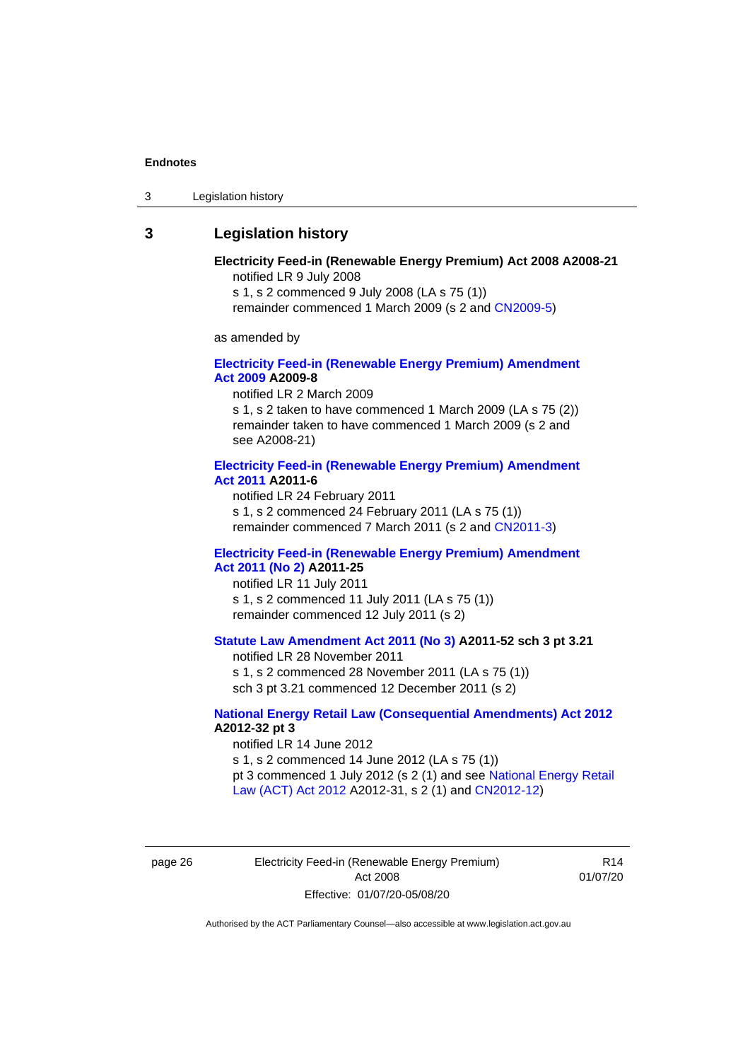## 3 Legislation history

**Electricity Feed-in (Renewable Energy Premium) Act 2008 A2008-21**
notified LR 9 July 2008
s 1, s 2 commenced 9 July 2008 (LA s 75 (1))
remainder commenced 1 March 2009 (s 2 and CN2009-5)

as amended by

**Electricity Feed-in (Renewable Energy Premium) Amendment Act 2009 A2009-8**
notified LR 2 March 2009
s 1, s 2 taken to have commenced 1 March 2009 (LA s 75 (2))
remainder taken to have commenced 1 March 2009 (s 2 and see A2008-21)

**Electricity Feed-in (Renewable Energy Premium) Amendment Act 2011 A2011-6**
notified LR 24 February 2011
s 1, s 2 commenced 24 February 2011 (LA s 75 (1))
remainder commenced 7 March 2011 (s 2 and CN2011-3)

**Electricity Feed-in (Renewable Energy Premium) Amendment Act 2011 (No 2) A2011-25**
notified LR 11 July 2011
s 1, s 2 commenced 11 July 2011 (LA s 75 (1))
remainder commenced 12 July 2011 (s 2)

**Statute Law Amendment Act 2011 (No 3) A2011-52 sch 3 pt 3.21**
notified LR 28 November 2011
s 1, s 2 commenced 28 November 2011 (LA s 75 (1))
sch 3 pt 3.21 commenced 12 December 2011 (s 2)

**National Energy Retail Law (Consequential Amendments) Act 2012 A2012-32 pt 3**
notified LR 14 June 2012
s 1, s 2 commenced 14 June 2012 (LA s 75 (1))
pt 3 commenced 1 July 2012 (s 2 (1) and see National Energy Retail Law (ACT) Act 2012 A2012-31, s 2 (1) and CN2012-12)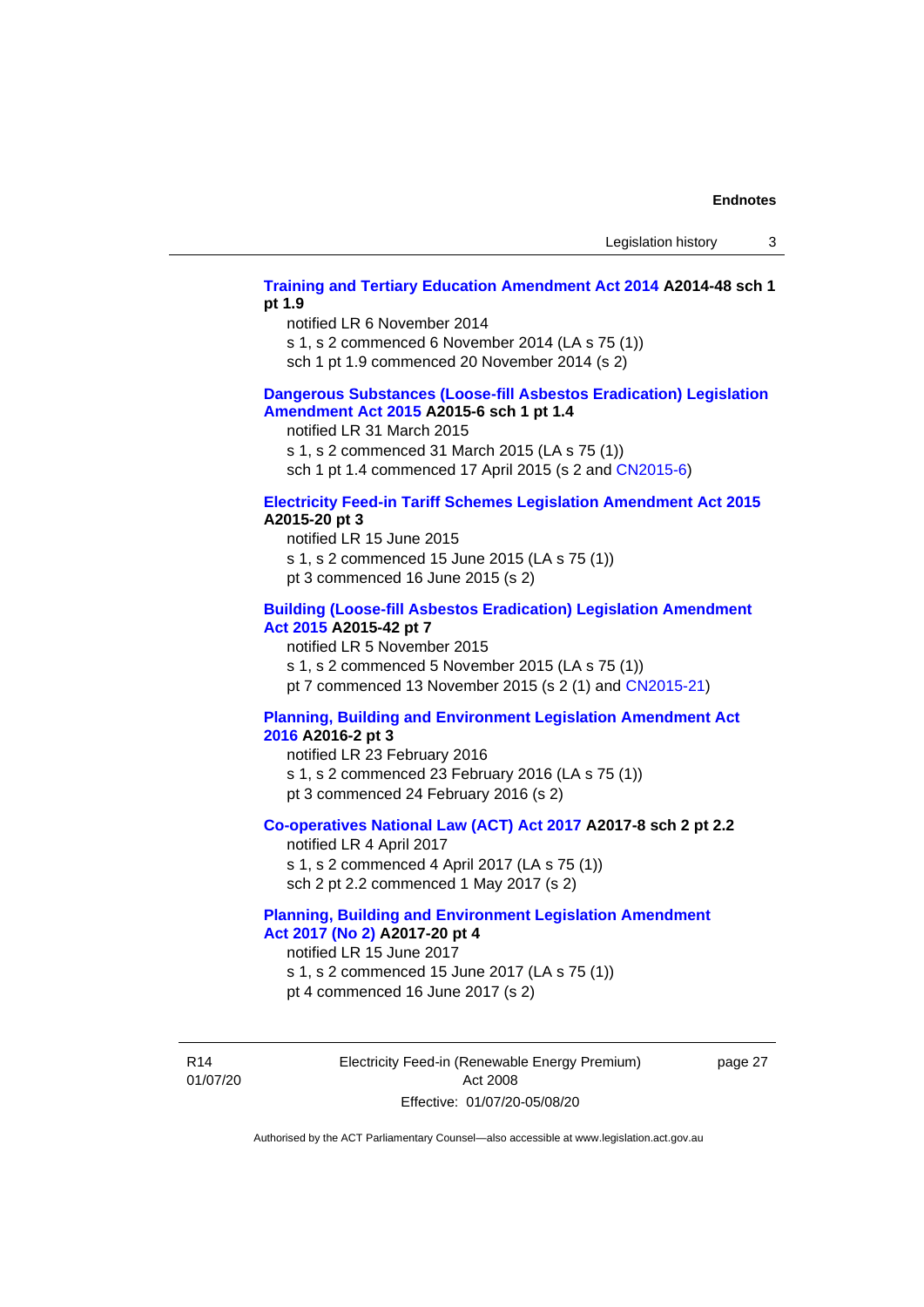**Training and Tertiary Education Amendment Act 2014 A2014-48 sch 1 pt 1.9**

notified LR 6 November 2014

s 1, s 2 commenced 6 November 2014 (LA s 75 (1))

sch 1 pt 1.9 commenced 20 November 2014 (s 2)

**Dangerous Substances (Loose-fill Asbestos Eradication) Legislation Amendment Act 2015 A2015-6 sch 1 pt 1.4**

notified LR 31 March 2015

s 1, s 2 commenced 31 March 2015 (LA s 75 (1))

sch 1 pt 1.4 commenced 17 April 2015 (s 2 and CN2015-6)

**Electricity Feed-in Tariff Schemes Legislation Amendment Act 2015 A2015-20 pt 3**

notified LR 15 June 2015

s 1, s 2 commenced 15 June 2015 (LA s 75 (1))

pt 3 commenced 16 June 2015 (s 2)

**Building (Loose-fill Asbestos Eradication) Legislation Amendment Act 2015 A2015-42 pt 7**

notified LR 5 November 2015

s 1, s 2 commenced 5 November 2015 (LA s 75 (1))

pt 7 commenced 13 November 2015 (s 2 (1) and CN2015-21)

**Planning, Building and Environment Legislation Amendment Act 2016 A2016-2 pt 3**

notified LR 23 February 2016

s 1, s 2 commenced 23 February 2016 (LA s 75 (1))

pt 3 commenced 24 February 2016 (s 2)

**Co-operatives National Law (ACT) Act 2017 A2017-8 sch 2 pt 2.2**

notified LR 4 April 2017

s 1, s 2 commenced 4 April 2017 (LA s 75 (1))

sch 2 pt 2.2 commenced 1 May 2017 (s 2)

**Planning, Building and Environment Legislation Amendment Act 2017 (No 2) A2017-20 pt 4**

notified LR 15 June 2017

s 1, s 2 commenced 15 June 2017 (LA s 75 (1))

pt 4 commenced 16 June 2017 (s 2)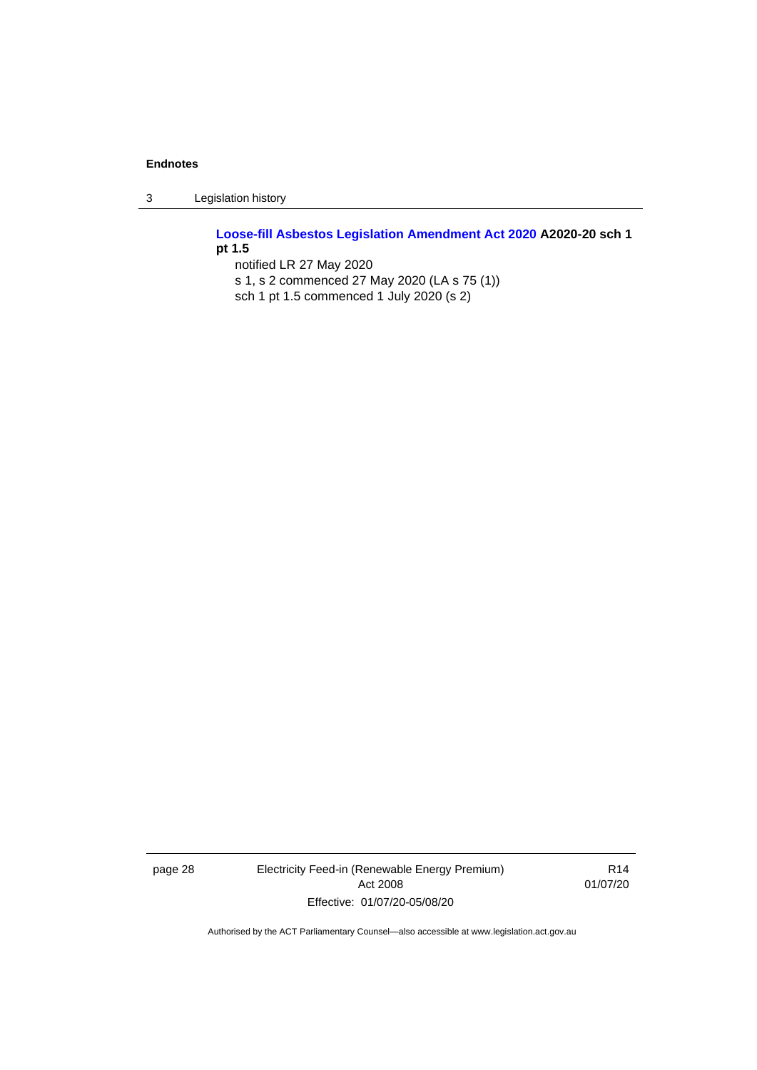**Loose-fill Asbestos Legislation Amendment Act 2020 A2020-20 sch 1 pt 1.5**

notified LR 27 May 2020

s 1, s 2 commenced 27 May 2020 (LA s 75 (1))

sch 1 pt 1.5 commenced 1 July 2020 (s 2)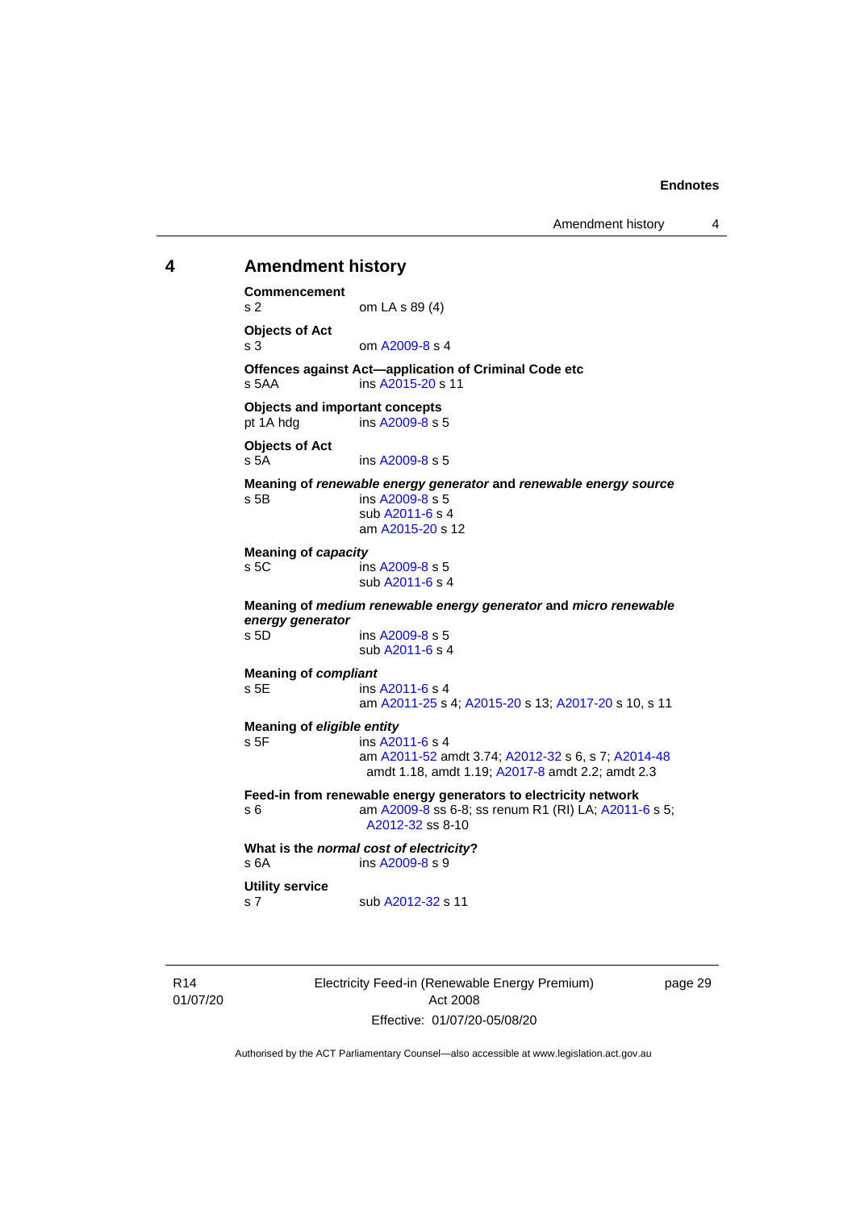## 4 Amendment history

**Commencement**
s 2 om LA s 89 (4)

**Objects of Act**
s 3 om A2009-8 s 4

**Offences against Act—application of Criminal Code etc**
s 5AA ins A2015-20 s 11

**Objects and important concepts**
pt 1A hdg ins A2009-8 s 5

**Objects of Act**
s 5A ins A2009-8 s 5

**Meaning of *renewable energy generator* and *renewable energy source***
s 5B ins A2009-8 s 5
sub A2011-6 s 4
am A2015-20 s 12

**Meaning of *capacity***
s 5C ins A2009-8 s 5
sub A2011-6 s 4

**Meaning of *medium renewable energy generator* and *micro renewable energy generator***
s 5D ins A2009-8 s 5
sub A2011-6 s 4

**Meaning of *compliant***
s 5E ins A2011-6 s 4
am A2011-25 s 4; A2015-20 s 13; A2017-20 s 10, s 11

**Meaning of *eligible entity***
s 5F ins A2011-6 s 4
am A2011-52 amdt 3.74; A2012-32 s 6, s 7; A2014-48 amdt 1.18, amdt 1.19; A2017-8 amdt 2.2; amdt 2.3

**Feed-in from renewable energy generators to electricity network**
s 6 am A2009-8 ss 6-8; ss renum R1 (RI) LA; A2011-6 s 5; A2012-32 ss 8-10

**What is the *normal cost of electricity*?**
s 6A ins A2009-8 s 9

**Utility service**
s 7 sub A2012-32 s 11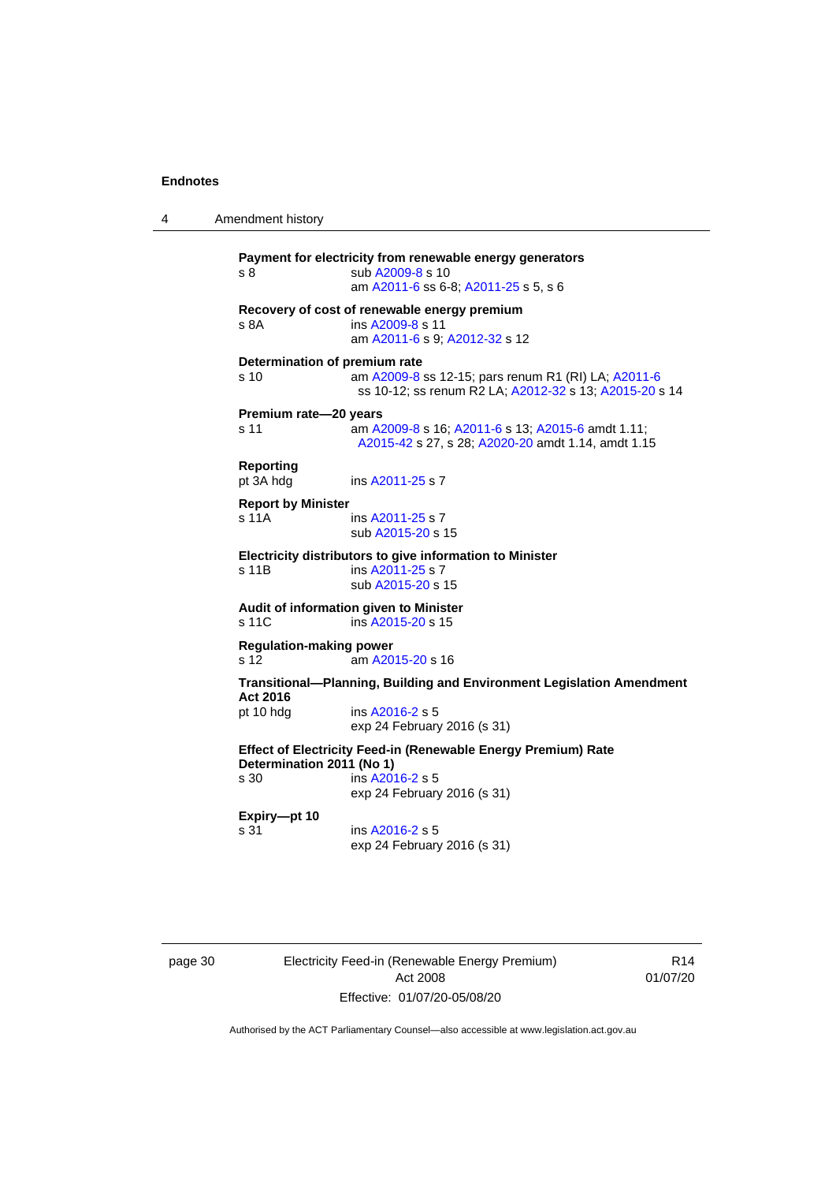**Payment for electricity from renewable energy generators**

s 8 sub A2009-8 s 10
am A2011-6 ss 6-8; A2011-25 s 5, s 6

**Recovery of cost of renewable energy premium**

s 8A ins A2009-8 s 11
am A2011-6 s 9; A2012-32 s 12

**Determination of premium rate**

s 10 am A2009-8 ss 12-15; pars renum R1 (RI) LA; A2011-6 ss 10-12; ss renum R2 LA; A2012-32 s 13; A2015-20 s 14

**Premium rate—20 years**

s 11 am A2009-8 s 16; A2011-6 s 13; A2015-6 amdt 1.11; A2015-42 s 27, s 28; A2020-20 amdt 1.14, amdt 1.15

**Reporting**

pt 3A hdg ins A2011-25 s 7

**Report by Minister**

s 11A ins A2011-25 s 7
sub A2015-20 s 15

**Electricity distributors to give information to Minister**

s 11B ins A2011-25 s 7
sub A2015-20 s 15

**Audit of information given to Minister**

s 11C ins A2015-20 s 15

**Regulation-making power**

s 12 am A2015-20 s 16

**Transitional—Planning, Building and Environment Legislation Amendment Act 2016**

pt 10 hdg ins A2016-2 s 5
exp 24 February 2016 (s 31)

**Effect of Electricity Feed-in (Renewable Energy Premium) Rate Determination 2011 (No 1)**

s 30 ins A2016-2 s 5
exp 24 February 2016 (s 31)

**Expiry—pt 10**

s 31 ins A2016-2 s 5
exp 24 February 2016 (s 31)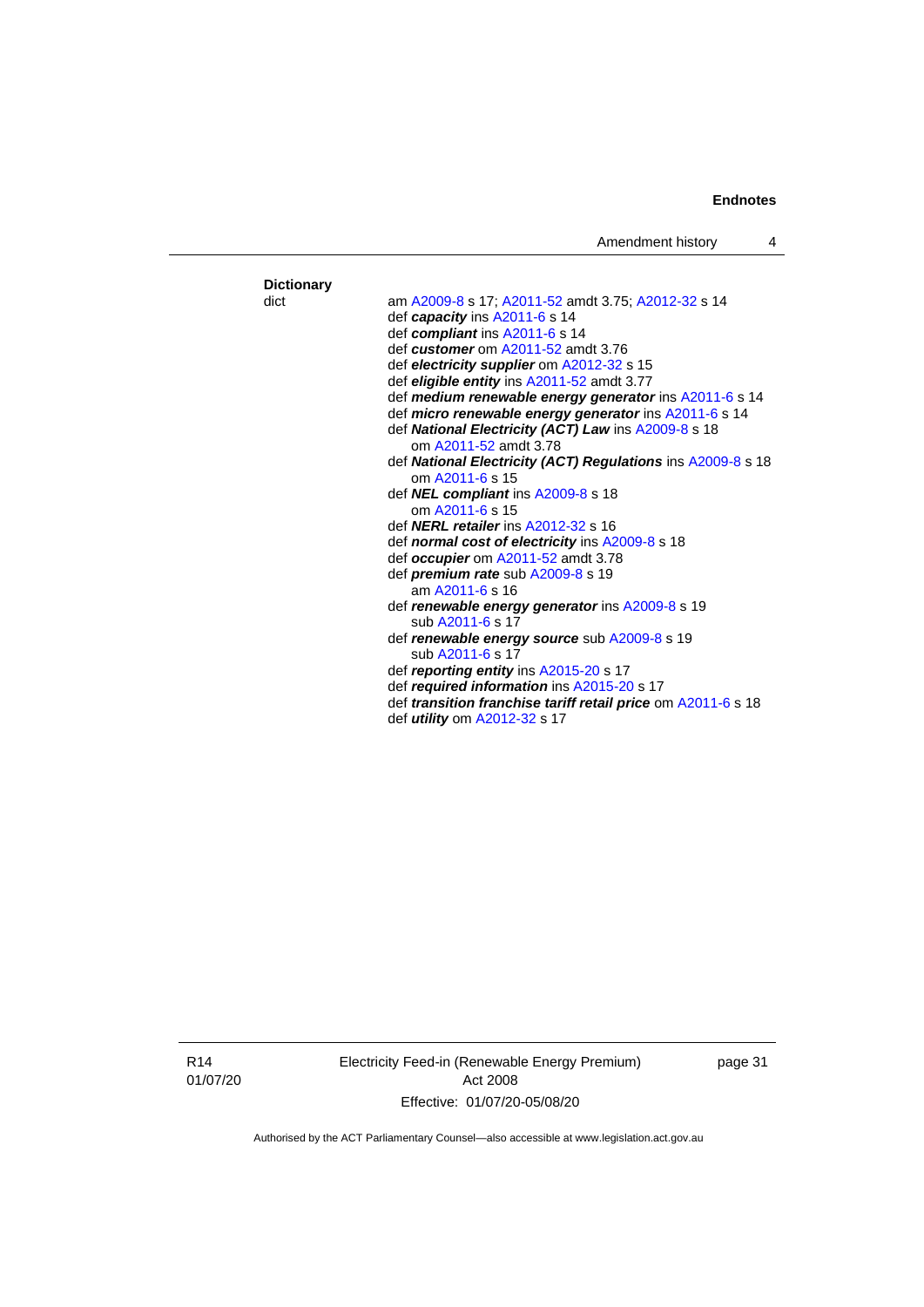**Dictionary**

dict — am A2009-8 s 17; A2011-52 amdt 3.75; A2012-32 s 14

def ***capacity*** ins A2011-6 s 14

def ***compliant*** ins A2011-6 s 14

def ***customer*** om A2011-52 amdt 3.76

def ***electricity supplier*** om A2012-32 s 15

def ***eligible entity*** ins A2011-52 amdt 3.77

def ***medium renewable energy generator*** ins A2011-6 s 14

def ***micro renewable energy generator*** ins A2011-6 s 14

def ***National Electricity (ACT) Law*** ins A2009-8 s 18
   om A2011-52 amdt 3.78

def ***National Electricity (ACT) Regulations*** ins A2009-8 s 18
   om A2011-6 s 15

def ***NEL compliant*** ins A2009-8 s 18
   om A2011-6 s 15

def ***NERL retailer*** ins A2012-32 s 16

def ***normal cost of electricity*** ins A2009-8 s 18

def ***occupier*** om A2011-52 amdt 3.78

def ***premium rate*** sub A2009-8 s 19
   am A2011-6 s 16

def ***renewable energy generator*** ins A2009-8 s 19
   sub A2011-6 s 17

def ***renewable energy source*** sub A2009-8 s 19
   sub A2011-6 s 17

def ***reporting entity*** ins A2015-20 s 17

def ***required information*** ins A2015-20 s 17

def ***transition franchise tariff retail price*** om A2011-6 s 18

def ***utility*** om A2012-32 s 17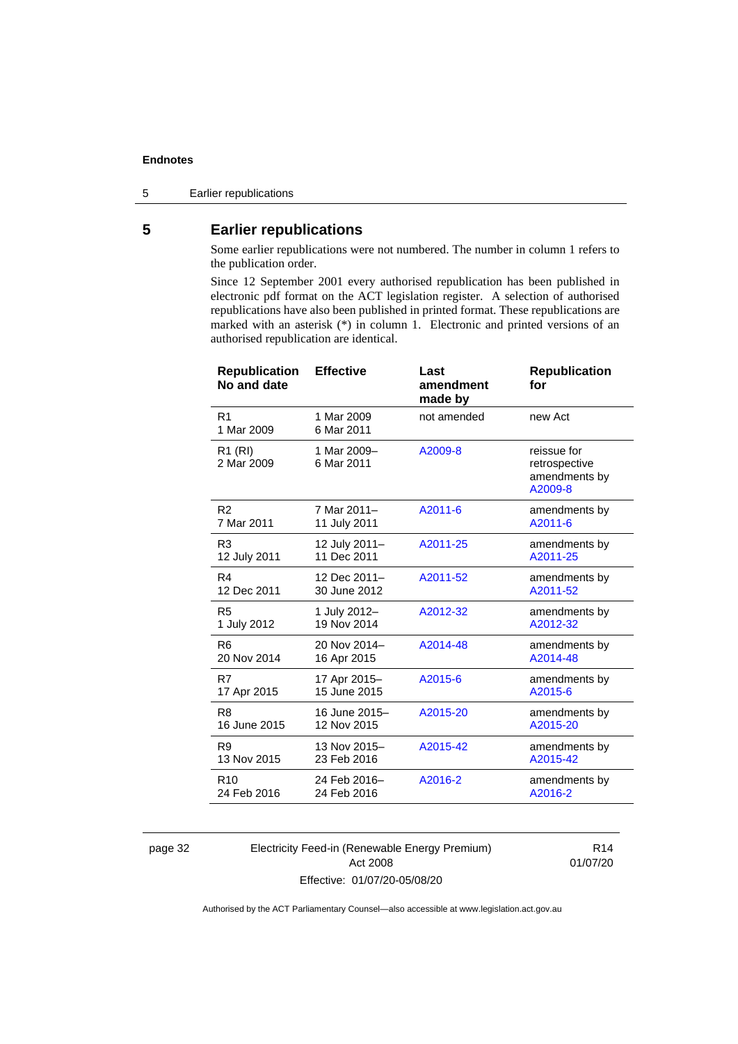## 5 Earlier republications

Some earlier republications were not numbered. The number in column 1 refers to the publication order.

Since 12 September 2001 every authorised republication has been published in electronic pdf format on the ACT legislation register. A selection of authorised republications have also been published in printed format. These republications are marked with an asterisk (*) in column 1. Electronic and printed versions of an authorised republication are identical.

| Republication No and date | Effective | Last amendment made by | Republication for |
|---|---|---|---|
| R1<br>1 Mar 2009 | 1 Mar 2009<br>6 Mar 2011 | not amended | new Act |
| R1 (RI)<br>2 Mar 2009 | 1 Mar 2009–<br>6 Mar 2011 | A2009-8 | reissue for retrospective amendments by A2009-8 |
| R2<br>7 Mar 2011 | 7 Mar 2011–<br>11 July 2011 | A2011-6 | amendments by A2011-6 |
| R3<br>12 July 2011 | 12 July 2011–<br>11 Dec 2011 | A2011-25 | amendments by A2011-25 |
| R4<br>12 Dec 2011 | 12 Dec 2011–<br>30 June 2012 | A2011-52 | amendments by A2011-52 |
| R5<br>1 July 2012 | 1 July 2012–<br>19 Nov 2014 | A2012-32 | amendments by A2012-32 |
| R6<br>20 Nov 2014 | 20 Nov 2014–<br>16 Apr 2015 | A2014-48 | amendments by A2014-48 |
| R7<br>17 Apr 2015 | 17 Apr 2015–<br>15 June 2015 | A2015-6 | amendments by A2015-6 |
| R8<br>16 June 2015 | 16 June 2015–<br>12 Nov 2015 | A2015-20 | amendments by A2015-20 |
| R9<br>13 Nov 2015 | 13 Nov 2015–<br>23 Feb 2016 | A2015-42 | amendments by A2015-42 |
| R10<br>24 Feb 2016 | 24 Feb 2016–<br>24 Feb 2016 | A2016-2 | amendments by A2016-2 |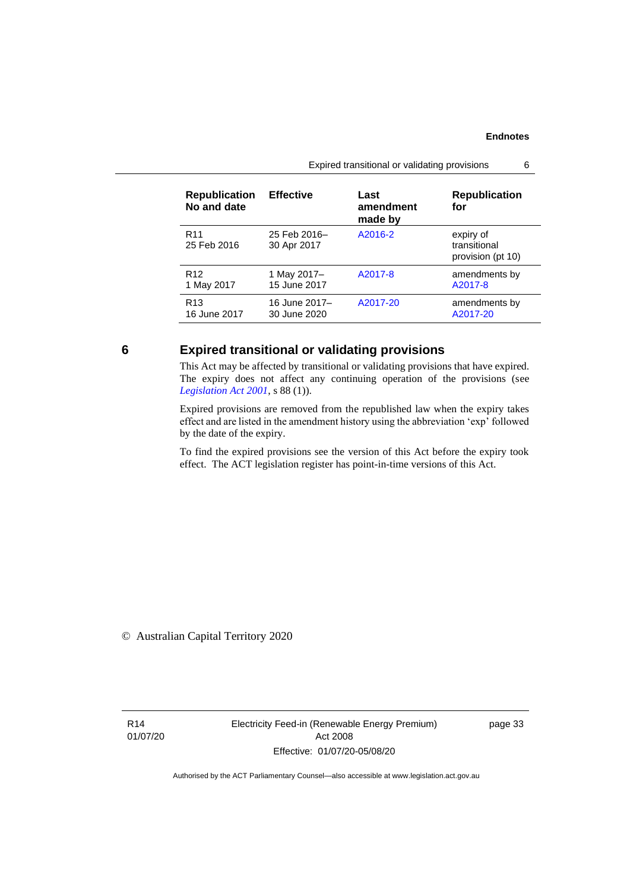| Republication No and date | Effective | Last amendment made by | Republication for |
|---|---|---|---|
| R11 25 Feb 2016 | 25 Feb 2016– 30 Apr 2017 | A2016-2 | expiry of transitional provision (pt 10) |
| R12 1 May 2017 | 1 May 2017– 15 June 2017 | A2017-8 | amendments by A2017-8 |
| R13 16 June 2017 | 16 June 2017– 30 June 2020 | A2017-20 | amendments by A2017-20 |

## 6 Expired transitional or validating provisions

This Act may be affected by transitional or validating provisions that have expired. The expiry does not affect any continuing operation of the provisions (see *Legislation Act 2001*, s 88 (1)).

Expired provisions are removed from the republished law when the expiry takes effect and are listed in the amendment history using the abbreviation 'exp' followed by the date of the expiry.

To find the expired provisions see the version of this Act before the expiry took effect. The ACT legislation register has point-in-time versions of this Act.

© Australian Capital Territory 2020